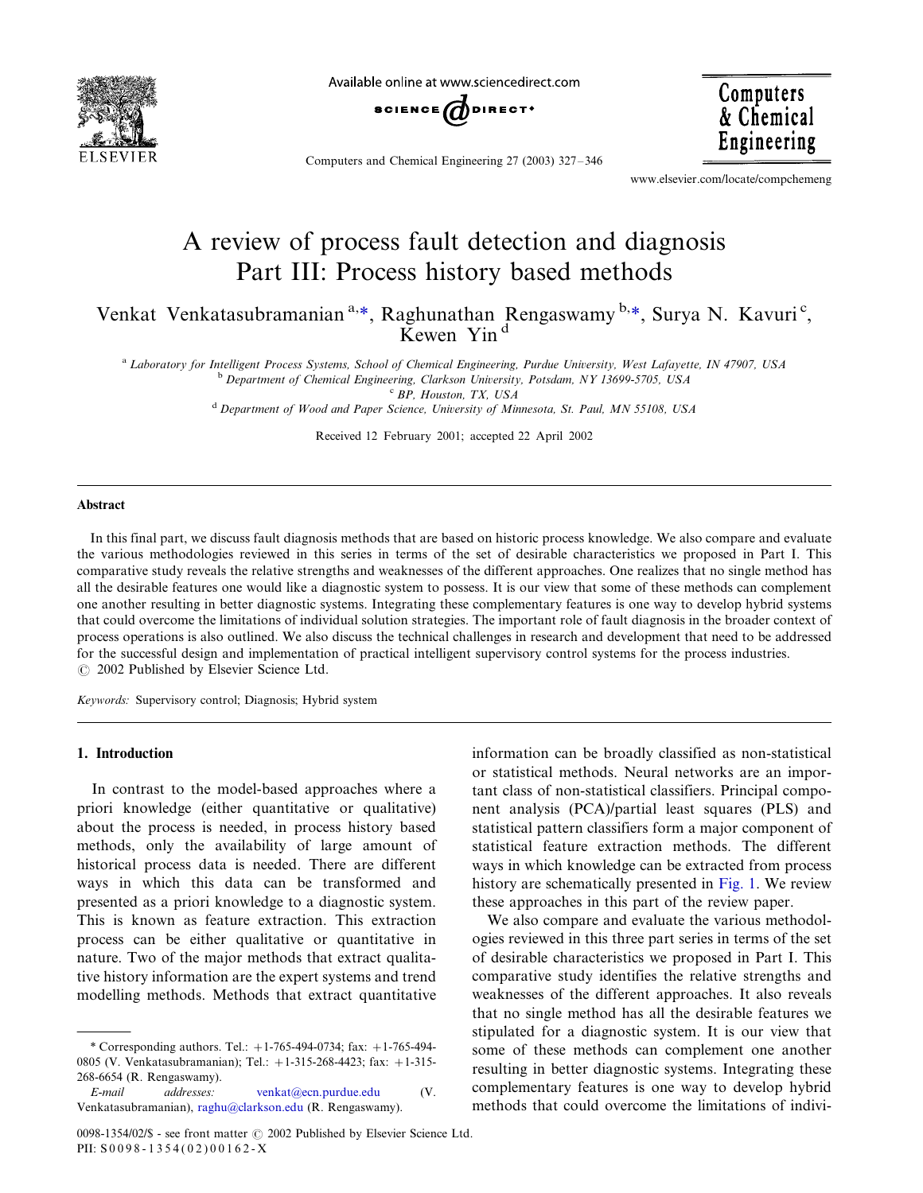# A review of process fault detection and diagnosis Part III: Process history based methods

Venkat Venkatasubramanian [a,*], Raghunathan Rengaswamy [b,*], Surya N. Kavuri [c], Kewen Yin [d]

[a] Laboratory for Intelligent Process Systems, School of Chemical Engineering, Purdue University, West Lafayette, IN 47907, USA
[b] Department of Chemical Engineering, Clarkson University, Potsdam, NY 13699-5705, USA
[c] BP, Houston, TX, USA
[d] Department of Wood and Paper Science, University of Minnesota, St. Paul, MN 55108, USA

Received 12 February 2001; accepted 22 April 2002

## Abstract

In this final part, we discuss fault diagnosis methods that are based on historic process knowledge. We also compare and evaluate the various methodologies reviewed in this series in terms of the set of desirable characteristics we proposed in Part I. This comparative study reveals the relative strengths and weaknesses of the different approaches. One realizes that no single method has all the desirable features one would like a diagnostic system to possess. It is our view that some of these methods can complement one another resulting in better diagnostic systems. Integrating these complementary features is one way to develop hybrid systems that could overcome the limitations of individual solution strategies. The important role of fault diagnosis in the broader context of process operations is also outlined. We also discuss the technical challenges in research and development that need to be addressed for the successful design and implementation of practical intelligent supervisory control systems for the process industries.
© 2002 Published by Elsevier Science Ltd.

*Keywords:* Supervisory control; Diagnosis; Hybrid system

## 1. Introduction

In contrast to the model-based approaches where a priori knowledge (either quantitative or qualitative) about the process is needed, in process history based methods, only the availability of large amount of historical process data is needed. There are different ways in which this data can be transformed and presented as a priori knowledge to a diagnostic system. This is known as feature extraction. This extraction process can be either qualitative or quantitative in nature. Two of the major methods that extract qualitative history information are the expert systems and trend modelling methods. Methods that extract quantitative information can be broadly classified as non-statistical or statistical methods. Neural networks are an important class of non-statistical classifiers. Principal component analysis (PCA)/partial least squares (PLS) and statistical pattern classifiers form a major component of statistical feature extraction methods. The different ways in which knowledge can be extracted from process history are schematically presented in Fig. 1. We review these approaches in this part of the review paper.

We also compare and evaluate the various methodologies reviewed in this three part series in terms of the set of desirable characteristics we proposed in Part I. This comparative study identifies the relative strengths and weaknesses of the different approaches. It also reveals that no single method has all the desirable features we stipulated for a diagnostic system. It is our view that some of these methods can complement one another resulting in better diagnostic systems. Integrating these complementary features is one way to develop hybrid methods that could overcome the limitations of indivi-

\* Corresponding authors. Tel.: +1-765-494-0734; fax: +1-765-494-0805 (V. Venkatasubramanian); Tel.: +1-315-268-4423; fax: +1-315-268-6654 (R. Rengaswamy).

*E-mail addresses:* venkat@ecn.purdue.edu (V. Venkatasubramanian), raghu@clarkson.edu (R. Rengaswamy).

0098-1354/02/$ - see front matter © 2002 Published by Elsevier Science Ltd.
PII: S0098-1354(02)00162-X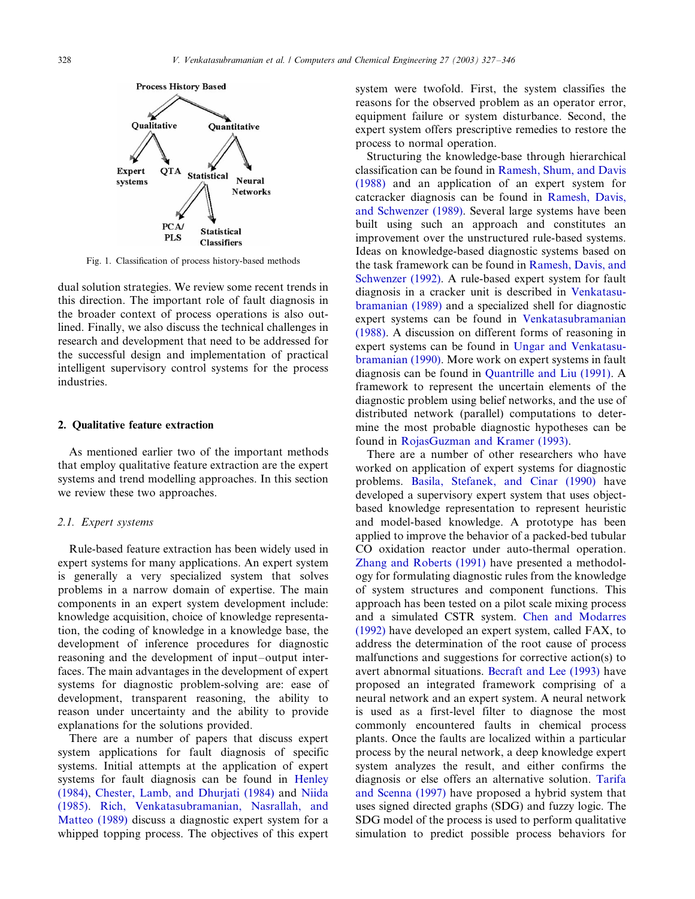Fig. 1. Classification of process history-based methods

dual solution strategies. We review some recent trends in this direction. The important role of fault diagnosis in the broader context of process operations is also outlined. Finally, we also discuss the technical challenges in research and development that need to be addressed for the successful design and implementation of practical intelligent supervisory control systems for the process industries.

## 2. Qualitative feature extraction

As mentioned earlier two of the important methods that employ qualitative feature extraction are the expert systems and trend modelling approaches. In this section we review these two approaches.

### 2.1. Expert systems

Rule-based feature extraction has been widely used in expert systems for many applications. An expert system is generally a very specialized system that solves problems in a narrow domain of expertise. The main components in an expert system development include: knowledge acquisition, choice of knowledge representation, the coding of knowledge in a knowledge base, the development of inference procedures for diagnostic reasoning and the development of input–output interfaces. The main advantages in the development of expert systems for diagnostic problem-solving are: ease of development, transparent reasoning, the ability to reason under uncertainty and the ability to provide explanations for the solutions provided.

There are a number of papers that discuss expert system applications for fault diagnosis of specific systems. Initial attempts at the application of expert systems for fault diagnosis can be found in Henley (1984), Chester, Lamb, and Dhurjati (1984) and Niida (1985). Rich, Venkatasubramanian, Nasrallah, and Matteo (1989) discuss a diagnostic expert system for a whipped topping process. The objectives of this expert system were twofold. First, the system classifies the reasons for the observed problem as an operator error, equipment failure or system disturbance. Second, the expert system offers prescriptive remedies to restore the process to normal operation.

Structuring the knowledge-base through hierarchical classification can be found in Ramesh, Shum, and Davis (1988) and an application of an expert system for catcracker diagnosis can be found in Ramesh, Davis, and Schwenzer (1989). Several large systems have been built using such an approach and constitutes an improvement over the unstructured rule-based systems. Ideas on knowledge-based diagnostic systems based on the task framework can be found in Ramesh, Davis, and Schwenzer (1992). A rule-based expert system for fault diagnosis in a cracker unit is described in Venkatasubramanian (1989) and a specialized shell for diagnostic expert systems can be found in Venkatasubramanian (1988). A discussion on different forms of reasoning in expert systems can be found in Ungar and Venkatasubramanian (1990). More work on expert systems in fault diagnosis can be found in Quantrille and Liu (1991). A framework to represent the uncertain elements of the diagnostic problem using belief networks, and the use of distributed network (parallel) computations to determine the most probable diagnostic hypotheses can be found in RojasGuzman and Kramer (1993).

There are a number of other researchers who have worked on application of expert systems for diagnostic problems. Basila, Stefanek, and Cinar (1990) have developed a supervisory expert system that uses object-based knowledge representation to represent heuristic and model-based knowledge. A prototype has been applied to improve the behavior of a packed-bed tubular CO oxidation reactor under auto-thermal operation. Zhang and Roberts (1991) have presented a methodology for formulating diagnostic rules from the knowledge of system structures and component functions. This approach has been tested on a pilot scale mixing process and a simulated CSTR system. Chen and Modarres (1992) have developed an expert system, called FAX, to address the determination of the root cause of process malfunctions and suggestions for corrective action(s) to avert abnormal situations. Becraft and Lee (1993) have proposed an integrated framework comprising of a neural network and an expert system. A neural network is used as a first-level filter to diagnose the most commonly encountered faults in chemical process plants. Once the faults are localized within a particular process by the neural network, a deep knowledge expert system analyzes the result, and either confirms the diagnosis or else offers an alternative solution. Tarifa and Scenna (1997) have proposed a hybrid system that uses signed directed graphs (SDG) and fuzzy logic. The SDG model of the process is used to perform qualitative simulation to predict possible process behaviors for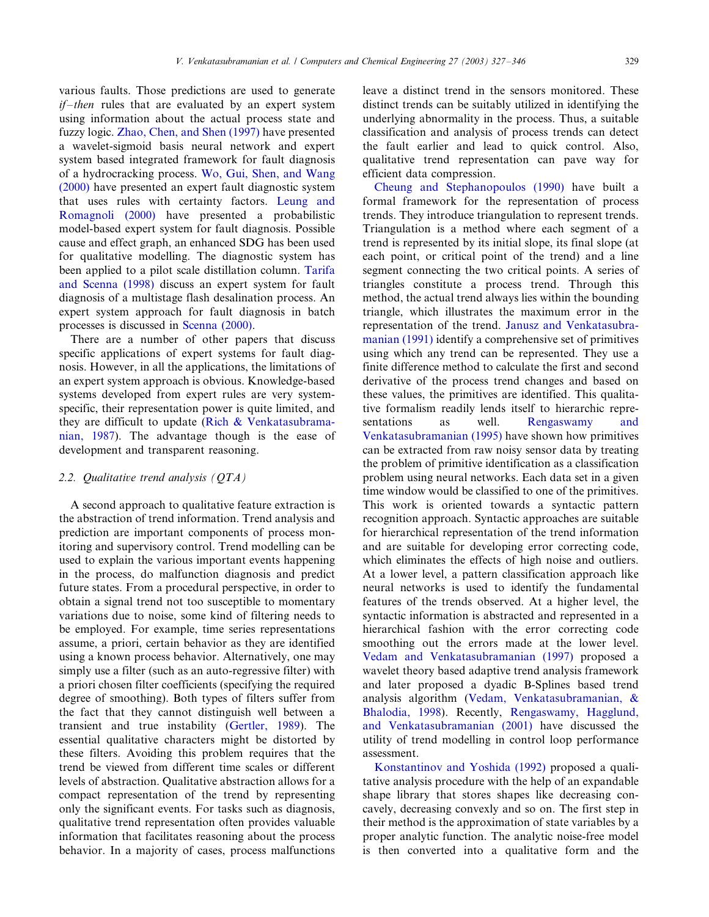various faults. Those predictions are used to generate *if–then* rules that are evaluated by an expert system using information about the actual process state and fuzzy logic. Zhao, Chen, and Shen (1997) have presented a wavelet-sigmoid basis neural network and expert system based integrated framework for fault diagnosis of a hydrocracking process. Wo, Gui, Shen, and Wang (2000) have presented an expert fault diagnostic system that uses rules with certainty factors. Leung and Romagnoli (2000) have presented a probabilistic model-based expert system for fault diagnosis. Possible cause and effect graph, an enhanced SDG has been used for qualitative modelling. The diagnostic system has been applied to a pilot scale distillation column. Tarifa and Scenna (1998) discuss an expert system for fault diagnosis of a multistage flash desalination process. An expert system approach for fault diagnosis in batch processes is discussed in Scenna (2000).

There are a number of other papers that discuss specific applications of expert systems for fault diagnosis. However, in all the applications, the limitations of an expert system approach is obvious. Knowledge-based systems developed from expert rules are very system-specific, their representation power is quite limited, and they are difficult to update (Rich & Venkatasubramanian, 1987). The advantage though is the ease of development and transparent reasoning.

### 2.2. Qualitative trend analysis (QTA)

A second approach to qualitative feature extraction is the abstraction of trend information. Trend analysis and prediction are important components of process monitoring and supervisory control. Trend modelling can be used to explain the various important events happening in the process, do malfunction diagnosis and predict future states. From a procedural perspective, in order to obtain a signal trend not too susceptible to momentary variations due to noise, some kind of filtering needs to be employed. For example, time series representations assume, a priori, certain behavior as they are identified using a known process behavior. Alternatively, one may simply use a filter (such as an auto-regressive filter) with a priori chosen filter coefficients (specifying the required degree of smoothing). Both types of filters suffer from the fact that they cannot distinguish well between a transient and true instability (Gertler, 1989). The essential qualitative characters might be distorted by these filters. Avoiding this problem requires that the trend be viewed from different time scales or different levels of abstraction. Qualitative abstraction allows for a compact representation of the trend by representing only the significant events. For tasks such as diagnosis, qualitative trend representation often provides valuable information that facilitates reasoning about the process behavior. In a majority of cases, process malfunctions leave a distinct trend in the sensors monitored. These distinct trends can be suitably utilized in identifying the underlying abnormality in the process. Thus, a suitable classification and analysis of process trends can detect the fault earlier and lead to quick control. Also, qualitative trend representation can pave way for efficient data compression.

Cheung and Stephanopoulos (1990) have built a formal framework for the representation of process trends. They introduce triangulation to represent trends. Triangulation is a method where each segment of a trend is represented by its initial slope, its final slope (at each point, or critical point of the trend) and a line segment connecting the two critical points. A series of triangles constitute a process trend. Through this method, the actual trend always lies within the bounding triangle, which illustrates the maximum error in the representation of the trend. Janusz and Venkatasubramanian (1991) identify a comprehensive set of primitives using which any trend can be represented. They use a finite difference method to calculate the first and second derivative of the process trend changes and based on these values, the primitives are identified. This qualitative formalism readily lends itself to hierarchic representations as well. Rengaswamy and Venkatasubramanian (1995) have shown how primitives can be extracted from raw noisy sensor data by treating the problem of primitive identification as a classification problem using neural networks. Each data set in a given time window would be classified to one of the primitives. This work is oriented towards a syntactic pattern recognition approach. Syntactic approaches are suitable for hierarchical representation of the trend information and are suitable for developing error correcting code, which eliminates the effects of high noise and outliers. At a lower level, a pattern classification approach like neural networks is used to identify the fundamental features of the trends observed. At a higher level, the syntactic information is abstracted and represented in a hierarchical fashion with the error correcting code smoothing out the errors made at the lower level. Vedam and Venkatasubramanian (1997) proposed a wavelet theory based adaptive trend analysis framework and later proposed a dyadic B-Splines based trend analysis algorithm (Vedam, Venkatasubramanian, & Bhalodia, 1998). Recently, Rengaswamy, Hagglund, and Venkatasubramanian (2001) have discussed the utility of trend modelling in control loop performance assessment.

Konstantinov and Yoshida (1992) proposed a qualitative analysis procedure with the help of an expandable shape library that stores shapes like decreasing concavely, decreasing convexly and so on. The first step in their method is the approximation of state variables by a proper analytic function. The analytic noise-free model is then converted into a qualitative form and the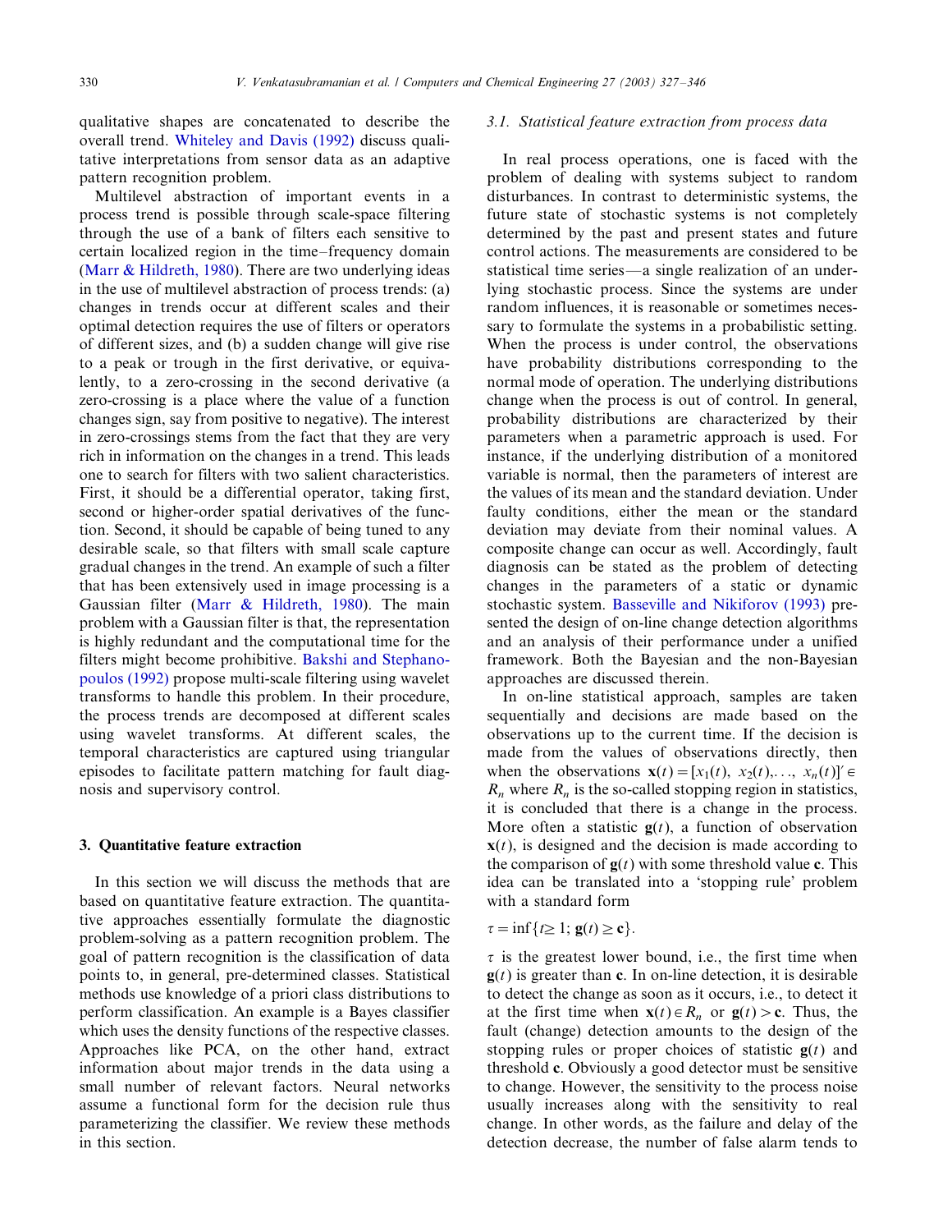qualitative shapes are concatenated to describe the overall trend. Whiteley and Davis (1992) discuss qualitative interpretations from sensor data as an adaptive pattern recognition problem.

Multilevel abstraction of important events in a process trend is possible through scale-space filtering through the use of a bank of filters each sensitive to certain localized region in the time–frequency domain (Marr & Hildreth, 1980). There are two underlying ideas in the use of multilevel abstraction of process trends: (a) changes in trends occur at different scales and their optimal detection requires the use of filters or operators of different sizes, and (b) a sudden change will give rise to a peak or trough in the first derivative, or equivalently, to a zero-crossing in the second derivative (a zero-crossing is a place where the value of a function changes sign, say from positive to negative). The interest in zero-crossings stems from the fact that they are very rich in information on the changes in a trend. This leads one to search for filters with two salient characteristics. First, it should be a differential operator, taking first, second or higher-order spatial derivatives of the function. Second, it should be capable of being tuned to any desirable scale, so that filters with small scale capture gradual changes in the trend. An example of such a filter that has been extensively used in image processing is a Gaussian filter (Marr & Hildreth, 1980). The main problem with a Gaussian filter is that, the representation is highly redundant and the computational time for the filters might become prohibitive. Bakshi and Stephanopoulos (1992) propose multi-scale filtering using wavelet transforms to handle this problem. In their procedure, the process trends are decomposed at different scales using wavelet transforms. At different scales, the temporal characteristics are captured using triangular episodes to facilitate pattern matching for fault diagnosis and supervisory control.

## 3. Quantitative feature extraction

In this section we will discuss the methods that are based on quantitative feature extraction. The quantitative approaches essentially formulate the diagnostic problem-solving as a pattern recognition problem. The goal of pattern recognition is the classification of data points to, in general, pre-determined classes. Statistical methods use knowledge of a priori class distributions to perform classification. An example is a Bayes classifier which uses the density functions of the respective classes. Approaches like PCA, on the other hand, extract information about major trends in the data using a small number of relevant factors. Neural networks assume a functional form for the decision rule thus parameterizing the classifier. We review these methods in this section.

### 3.1. Statistical feature extraction from process data

In real process operations, one is faced with the problem of dealing with systems subject to random disturbances. In contrast to deterministic systems, the future state of stochastic systems is not completely determined by the past and present states and future control actions. The measurements are considered to be statistical time series—a single realization of an underlying stochastic process. Since the systems are under random influences, it is reasonable or sometimes necessary to formulate the systems in a probabilistic setting. When the process is under control, the observations have probability distributions corresponding to the normal mode of operation. The underlying distributions change when the process is out of control. In general, probability distributions are characterized by their parameters when a parametric approach is used. For instance, if the underlying distribution of a monitored variable is normal, then the parameters of interest are the values of its mean and the standard deviation. Under faulty conditions, either the mean or the standard deviation may deviate from their nominal values. A composite change can occur as well. Accordingly, fault diagnosis can be stated as the problem of detecting changes in the parameters of a static or dynamic stochastic system. Basseville and Nikiforov (1993) presented the design of on-line change detection algorithms and an analysis of their performance under a unified framework. Both the Bayesian and the non-Bayesian approaches are discussed therein.

In on-line statistical approach, samples are taken sequentially and decisions are made based on the observations up to the current time. If the decision is made from the values of observations directly, then when the observations $\mathbf{x}(t) = [x_1(t),\ x_2(t), \ldots,\ x_n(t)]' \in R_n$ where $R_n$ is the so-called stopping region in statistics, it is concluded that there is a change in the process. More often a statistic $\mathbf{g}(t)$, a function of observation $\mathbf{x}(t)$, is designed and the decision is made according to the comparison of $\mathbf{g}(t)$ with some threshold value $\mathbf{c}$. This idea can be translated into a 'stopping rule' problem with a standard form

$$\tau = \inf\{t \geq 1;\ \mathbf{g}(t) \geq \mathbf{c}\}.$$

$\tau$ is the greatest lower bound, i.e., the first time when $\mathbf{g}(t)$ is greater than $\mathbf{c}$. In on-line detection, it is desirable to detect the change as soon as it occurs, i.e., to detect it at the first time when $\mathbf{x}(t) \in R_n$ or $\mathbf{g}(t) > \mathbf{c}$. Thus, the fault (change) detection amounts to the design of the stopping rules or proper choices of statistic $\mathbf{g}(t)$ and threshold $\mathbf{c}$. Obviously a good detector must be sensitive to change. However, the sensitivity to the process noise usually increases along with the sensitivity to real change. In other words, as the failure and delay of the detection decrease, the number of false alarm tends to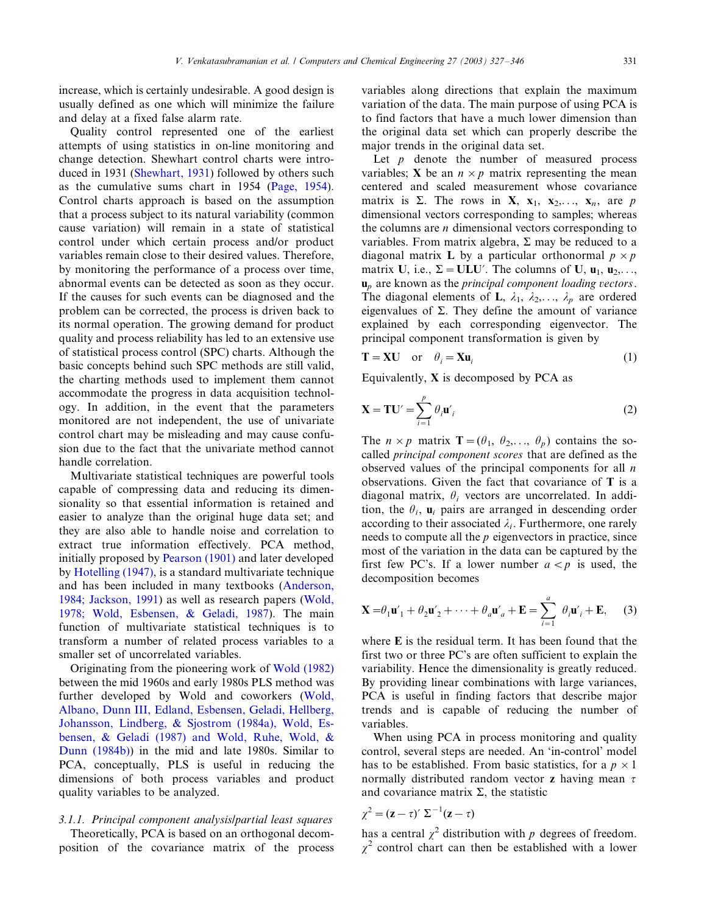increase, which is certainly undesirable. A good design is usually defined as one which will minimize the failure and delay at a fixed false alarm rate.

Quality control represented one of the earliest attempts of using statistics in on-line monitoring and change detection. Shewhart control charts were introduced in 1931 (Shewhart, 1931) followed by others such as the cumulative sums chart in 1954 (Page, 1954). Control charts approach is based on the assumption that a process subject to its natural variability (common cause variation) will remain in a state of statistical control under which certain process and/or product variables remain close to their desired values. Therefore, by monitoring the performance of a process over time, abnormal events can be detected as soon as they occur. If the causes for such events can be diagnosed and the problem can be corrected, the process is driven back to its normal operation. The growing demand for product quality and process reliability has led to an extensive use of statistical process control (SPC) charts. Although the basic concepts behind such SPC methods are still valid, the charting methods used to implement them cannot accommodate the progress in data acquisition technology. In addition, in the event that the parameters monitored are not independent, the use of univariate control chart may be misleading and may cause confusion due to the fact that the univariate method cannot handle correlation.

Multivariate statistical techniques are powerful tools capable of compressing data and reducing its dimensionality so that essential information is retained and easier to analyze than the original huge data set; and they are also able to handle noise and correlation to extract true information effectively. PCA method, initially proposed by Pearson (1901) and later developed by Hotelling (1947), is a standard multivariate technique and has been included in many textbooks (Anderson, 1984; Jackson, 1991) as well as research papers (Wold, 1978; Wold, Esbensen, & Geladi, 1987). The main function of multivariate statistical techniques is to transform a number of related process variables to a smaller set of uncorrelated variables.

Originating from the pioneering work of Wold (1982) between the mid 1960s and early 1980s PLS method was further developed by Wold and coworkers (Wold, Albano, Dunn III, Edland, Esbensen, Geladi, Hellberg, Johansson, Lindberg, & Sjostrom (1984a), Wold, Esbensen, & Geladi (1987) and Wold, Ruhe, Wold, & Dunn (1984b)) in the mid and late 1980s. Similar to PCA, conceptually, PLS is useful in reducing the dimensions of both process variables and product quality variables to be analyzed.

#### 3.1.1. *Principal component analysis/partial least squares*

Theoretically, PCA is based on an orthogonal decomposition of the covariance matrix of the process variables along directions that explain the maximum variation of the data. The main purpose of using PCA is to find factors that have a much lower dimension than the original data set which can properly describe the major trends in the original data set.

Let $p$ denote the number of measured process variables; $\mathbf{X}$ be an $n \times p$ matrix representing the mean centered and scaled measurement whose covariance matrix is $\Sigma$. The rows in $\mathbf{X}$, $\mathbf{x}_1, \mathbf{x}_2, \ldots, \mathbf{x}_n$, are $p$ dimensional vectors corresponding to samples; whereas the columns are $n$ dimensional vectors corresponding to variables. From matrix algebra, $\Sigma$ may be reduced to a diagonal matrix $\mathbf{L}$ by a particular orthonormal $p \times p$ matrix $\mathbf{U}$, i.e., $\Sigma = \mathbf{U}\mathbf{L}\mathbf{U}'$. The columns of $\mathbf{U}$, $\mathbf{u}_1, \mathbf{u}_2, \ldots, \mathbf{u}_p$ are known as the *principal component loading vectors*. The diagonal elements of $\mathbf{L}$, $\lambda_1, \lambda_2, \ldots, \lambda_p$ are ordered eigenvalues of $\Sigma$. They define the amount of variance explained by each corresponding eigenvector. The principal component transformation is given by

$$\mathbf{T} = \mathbf{X}\mathbf{U} \quad \text{or} \quad \theta_i = \mathbf{X}\mathbf{u}_i \tag{1}$$

Equivalently, $\mathbf{X}$ is decomposed by PCA as

$$\mathbf{X} = \mathbf{T}\mathbf{U}' = \sum_{i=1}^{p} \theta_i \mathbf{u}'_i \tag{2}$$

The $n \times p$ matrix $\mathbf{T} = (\theta_1, \theta_2, \ldots, \theta_p)$ contains the so-called *principal component scores* that are defined as the observed values of the principal components for all $n$ observations. Given the fact that covariance of $\mathbf{T}$ is a diagonal matrix, $\theta_i$ vectors are uncorrelated. In addition, the $\theta_i$, $\mathbf{u}_i$ pairs are arranged in descending order according to their associated $\lambda_i$. Furthermore, one rarely needs to compute all the $p$ eigenvectors in practice, since most of the variation in the data can be captured by the first few PC's. If a lower number $a < p$ is used, the decomposition becomes

$$\mathbf{X} = \theta_1 \mathbf{u}'_1 + \theta_2 \mathbf{u}'_2 + \cdots + \theta_a \mathbf{u}'_a + \mathbf{E} = \sum_{i=1}^{a} \theta_i \mathbf{u}'_i + \mathbf{E}, \tag{3}$$

where $\mathbf{E}$ is the residual term. It has been found that the first two or three PC's are often sufficient to explain the variability. Hence the dimensionality is greatly reduced. By providing linear combinations with large variances, PCA is useful in finding factors that describe major trends and is capable of reducing the number of variables.

When using PCA in process monitoring and quality control, several steps are needed. An 'in-control' model has to be established. From basic statistics, for a $p \times 1$ normally distributed random vector $\mathbf{z}$ having mean $\tau$ and covariance matrix $\Sigma$, the statistic

$$\chi^2 = (\mathbf{z} - \tau)' \, \Sigma^{-1} (\mathbf{z} - \tau)$$

has a central $\chi^2$ distribution with $p$ degrees of freedom. $\chi^2$ control chart can then be established with a lower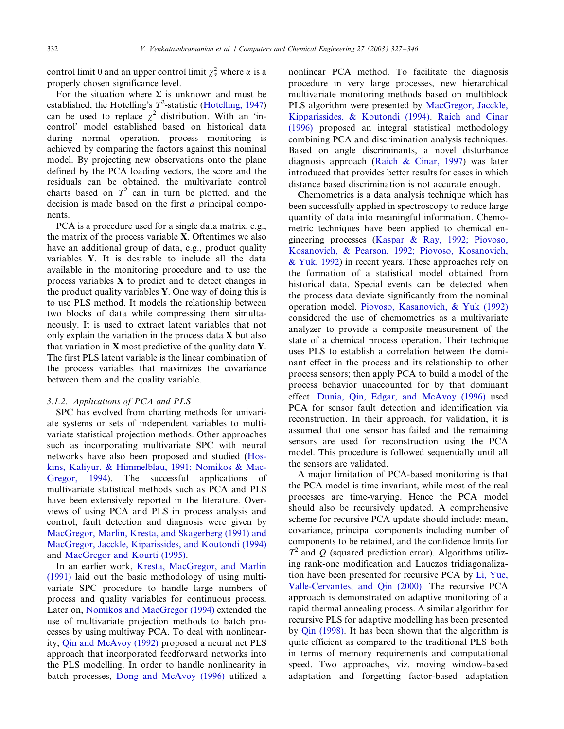control limit 0 and an upper control limit $\chi^2_\alpha$ where $\alpha$ is a properly chosen significance level.

For the situation where $\Sigma$ is unknown and must be established, the Hotelling's $T^2$-statistic (Hotelling, 1947) can be used to replace $\chi^2$ distribution. With an 'in-control' model established based on historical data during normal operation, process monitoring is achieved by comparing the factors against this nominal model. By projecting new observations onto the plane defined by the PCA loading vectors, the score and the residuals can be obtained, the multivariate control charts based on $T^2$ can in turn be plotted, and the decision is made based on the first $a$ principal components.

PCA is a procedure used for a single data matrix, e.g., the matrix of the process variable **X**. Oftentimes we also have an additional group of data, e.g., product quality variables **Y**. It is desirable to include all the data available in the monitoring procedure and to use the process variables **X** to predict and to detect changes in the product quality variables **Y**. One way of doing this is to use PLS method. It models the relationship between two blocks of data while compressing them simultaneously. It is used to extract latent variables that not only explain the variation in the process data **X** but also that variation in **X** most predictive of the quality data **Y**. The first PLS latent variable is the linear combination of the process variables that maximizes the covariance between them and the quality variable.

#### 3.1.2. Applications of PCA and PLS

SPC has evolved from charting methods for univariate systems or sets of independent variables to multivariate statistical projection methods. Other approaches such as incorporating multivariate SPC with neural networks have also been proposed and studied (Hoskins, Kaliyur, & Himmelblau, 1991; Nomikos & MacGregor, 1994). The successful applications of multivariate statistical methods such as PCA and PLS have been extensively reported in the literature. Overviews of using PCA and PLS in process analysis and control, fault detection and diagnosis were given by MacGregor, Marlin, Kresta, and Skagerberg (1991) and MacGregor, Jacckle, Kiparissides, and Koutondi (1994) and MacGregor and Kourti (1995).

In an earlier work, Kresta, MacGregor, and Marlin (1991) laid out the basic methodology of using multivariate SPC procedure to handle large numbers of process and quality variables for continuous process. Later on, Nomikos and MacGregor (1994) extended the use of multivariate projection methods to batch processes by using multiway PCA. To deal with nonlinearity, Qin and McAvoy (1992) proposed a neural net PLS approach that incorporated feedforward networks into the PLS modelling. In order to handle nonlinearity in batch processes, Dong and McAvoy (1996) utilized a nonlinear PCA method. To facilitate the diagnosis procedure in very large processes, new hierarchical multivariate monitoring methods based on multiblock PLS algorithm were presented by MacGregor, Jacckle, Kipparissides, & Koutondi (1994). Raich and Cinar (1996) proposed an integral statistical methodology combining PCA and discrimination analysis techniques. Based on angle discriminants, a novel disturbance diagnosis approach (Raich & Cinar, 1997) was later introduced that provides better results for cases in which distance based discrimination is not accurate enough.

Chemometrics is a data analysis technique which has been successfully applied in spectroscopy to reduce large quantity of data into meaningful information. Chemometric techniques have been applied to chemical engineering processes (Kaspar & Ray, 1992; Piovoso, Kosanovich, & Pearson, 1992; Piovoso, Kosanovich, & Yuk, 1992) in recent years. These approaches rely on the formation of a statistical model obtained from historical data. Special events can be detected when the process data deviate significantly from the nominal operation model. Piovoso, Kasanovich, & Yuk (1992) considered the use of chemometrics as a multivariate analyzer to provide a composite measurement of the state of a chemical process operation. Their technique uses PLS to establish a correlation between the dominant effect in the process and its relationship to other process sensors; then apply PCA to build a model of the process behavior unaccounted for by that dominant effect. Dunia, Qin, Edgar, and McAvoy (1996) used PCA for sensor fault detection and identification via reconstruction. In their approach, for validation, it is assumed that one sensor has failed and the remaining sensors are used for reconstruction using the PCA model. This procedure is followed sequentially until all the sensors are validated.

A major limitation of PCA-based monitoring is that the PCA model is time invariant, while most of the real processes are time-varying. Hence the PCA model should also be recursively updated. A comprehensive scheme for recursive PCA update should include: mean, covariance, principal components including number of components to be retained, and the confidence limits for $T^2$ and $Q$ (squared prediction error). Algorithms utilizing rank-one modification and Lauczos tridiagonalization have been presented for recursive PCA by Li, Yue, Valle-Cervantes, and Qin (2000). The recursive PCA approach is demonstrated on adaptive monitoring of a rapid thermal annealing process. A similar algorithm for recursive PLS for adaptive modelling has been presented by Qin (1998). It has been shown that the algorithm is quite efficient as compared to the traditional PLS both in terms of memory requirements and computational speed. Two approaches, viz. moving window-based adaptation and forgetting factor-based adaptation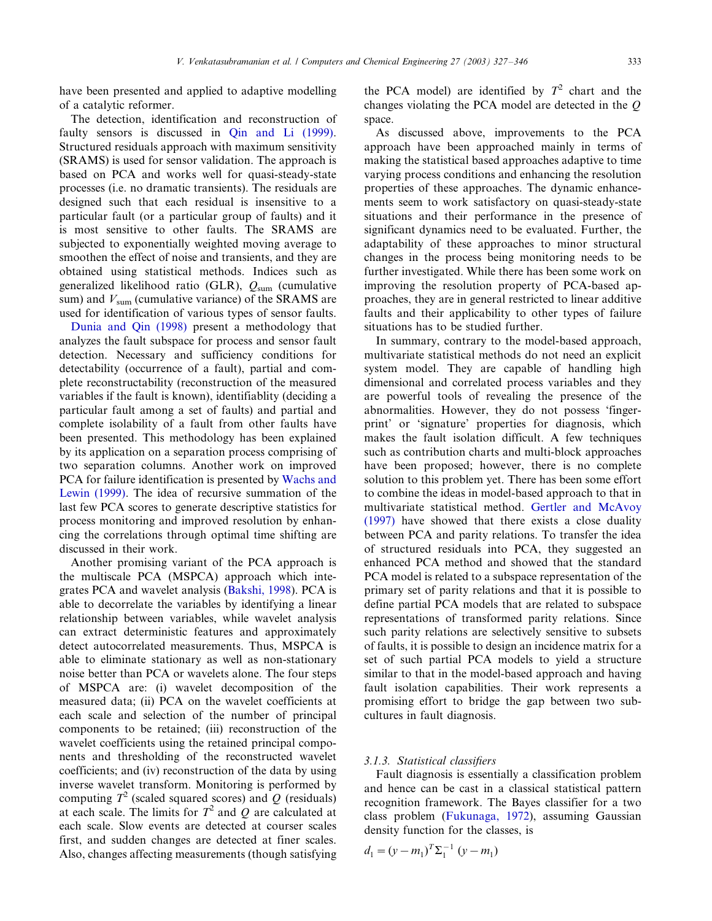have been presented and applied to adaptive modelling of a catalytic reformer.

The detection, identification and reconstruction of faulty sensors is discussed in Qin and Li (1999). Structured residuals approach with maximum sensitivity (SRAMS) is used for sensor validation. The approach is based on PCA and works well for quasi-steady-state processes (i.e. no dramatic transients). The residuals are designed such that each residual is insensitive to a particular fault (or a particular group of faults) and it is most sensitive to other faults. The SRAMS are subjected to exponentially weighted moving average to smoothen the effect of noise and transients, and they are obtained using statistical methods. Indices such as generalized likelihood ratio (GLR), $Q_{\text{sum}}$ (cumulative sum) and $V_{\text{sum}}$ (cumulative variance) of the SRAMS are used for identification of various types of sensor faults.

Dunia and Qin (1998) present a methodology that analyzes the fault subspace for process and sensor fault detection. Necessary and sufficiency conditions for detectability (occurrence of a fault), partial and complete reconstructability (reconstruction of the measured variables if the fault is known), identifiablity (deciding a particular fault among a set of faults) and partial and complete isolability of a fault from other faults have been presented. This methodology has been explained by its application on a separation process comprising of two separation columns. Another work on improved PCA for failure identification is presented by Wachs and Lewin (1999). The idea of recursive summation of the last few PCA scores to generate descriptive statistics for process monitoring and improved resolution by enhancing the correlations through optimal time shifting are discussed in their work.

Another promising variant of the PCA approach is the multiscale PCA (MSPCA) approach which integrates PCA and wavelet analysis (Bakshi, 1998). PCA is able to decorrelate the variables by identifying a linear relationship between variables, while wavelet analysis can extract deterministic features and approximately detect autocorrelated measurements. Thus, MSPCA is able to eliminate stationary as well as non-stationary noise better than PCA or wavelets alone. The four steps of MSPCA are: (i) wavelet decomposition of the measured data; (ii) PCA on the wavelet coefficients at each scale and selection of the number of principal components to be retained; (iii) reconstruction of the wavelet coefficients using the retained principal components and thresholding of the reconstructed wavelet coefficients; and (iv) reconstruction of the data by using inverse wavelet transform. Monitoring is performed by computing $T^2$ (scaled squared scores) and $Q$ (residuals) at each scale. The limits for $T^2$ and $Q$ are calculated at each scale. Slow events are detected at courser scales first, and sudden changes are detected at finer scales. Also, changes affecting measurements (though satisfying the PCA model) are identified by $T^2$ chart and the changes violating the PCA model are detected in the $Q$ space.

As discussed above, improvements to the PCA approach have been approached mainly in terms of making the statistical based approaches adaptive to time varying process conditions and enhancing the resolution properties of these approaches. The dynamic enhancements seem to work satisfactory on quasi-steady-state situations and their performance in the presence of significant dynamics need to be evaluated. Further, the adaptability of these approaches to minor structural changes in the process being monitoring needs to be further investigated. While there has been some work on improving the resolution property of PCA-based approaches, they are in general restricted to linear additive faults and their applicability to other types of failure situations has to be studied further.

In summary, contrary to the model-based approach, multivariate statistical methods do not need an explicit system model. They are capable of handling high dimensional and correlated process variables and they are powerful tools of revealing the presence of the abnormalities. However, they do not possess 'fingerprint' or 'signature' properties for diagnosis, which makes the fault isolation difficult. A few techniques such as contribution charts and multi-block approaches have been proposed; however, there is no complete solution to this problem yet. There has been some effort to combine the ideas in model-based approach to that in multivariate statistical method. Gertler and McAvoy (1997) have showed that there exists a close duality between PCA and parity relations. To transfer the idea of structured residuals into PCA, they suggested an enhanced PCA method and showed that the standard PCA model is related to a subspace representation of the primary set of parity relations and that it is possible to define partial PCA models that are related to subspace representations of transformed parity relations. Since such parity relations are selectively sensitive to subsets of faults, it is possible to design an incidence matrix for a set of such partial PCA models to yield a structure similar to that in the model-based approach and having fault isolation capabilities. Their work represents a promising effort to bridge the gap between two subcultures in fault diagnosis.

### 3.1.3. Statistical classifiers

Fault diagnosis is essentially a classification problem and hence can be cast in a classical statistical pattern recognition framework. The Bayes classifier for a two class problem (Fukunaga, 1972), assuming Gaussian density function for the classes, is

$$d_1 = (y - m_1)^T \Sigma_1^{-1} (y - m_1)$$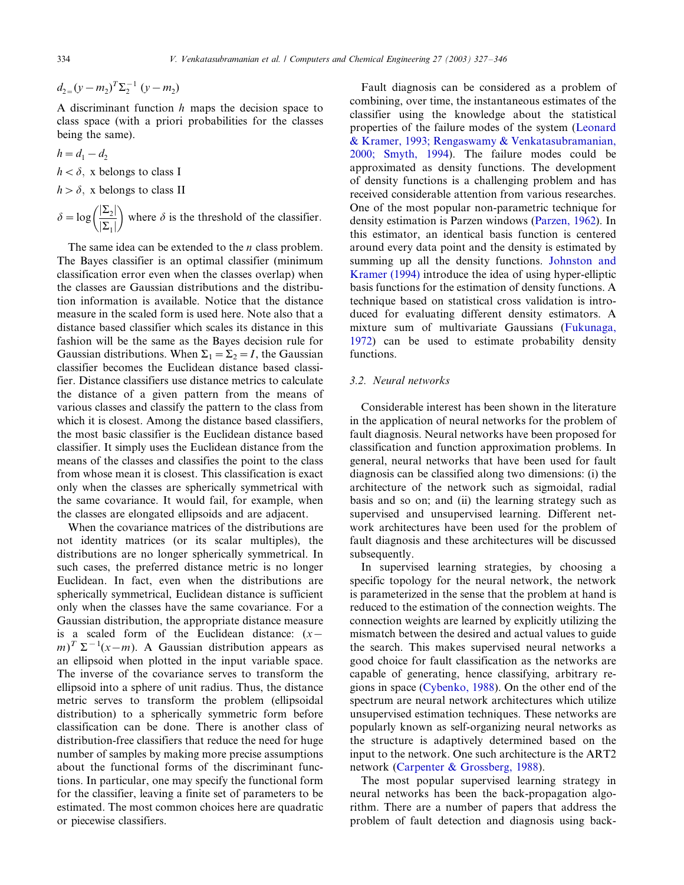$$d_2 = (y - m_2)^T \Sigma_2^{-1} (y - m_2)$$

A discriminant function $h$ maps the decision space to class space (with a priori probabilities for the classes being the same).

$$h = d_1 - d_2$$

$h < \delta$, x belongs to class I

$h > \delta$, x belongs to class II

$$\delta = \log\left(\frac{|\Sigma_2|}{|\Sigma_1|}\right) \text{ where } \delta \text{ is the threshold of the classifier.}$$

The same idea can be extended to the $n$ class problem. The Bayes classifier is an optimal classifier (minimum classification error even when the classes overlap) when the classes are Gaussian distributions and the distribution information is available. Notice that the distance measure in the scaled form is used here. Note also that a distance based classifier which scales its distance in this fashion will be the same as the Bayes decision rule for Gaussian distributions. When $\Sigma_1 = \Sigma_2 = I$, the Gaussian classifier becomes the Euclidean distance based classifier. Distance classifiers use distance metrics to calculate the distance of a given pattern from the means of various classes and classify the pattern to the class from which it is closest. Among the distance based classifiers, the most basic classifier is the Euclidean distance based classifier. It simply uses the Euclidean distance from the means of the classes and classifies the point to the class from whose mean it is closest. This classification is exact only when the classes are spherically symmetrical with the same covariance. It would fail, for example, when the classes are elongated ellipsoids and are adjacent.

When the covariance matrices of the distributions are not identity matrices (or its scalar multiples), the distributions are no longer spherically symmetrical. In such cases, the preferred distance metric is no longer Euclidean. In fact, even when the distributions are spherically symmetrical, Euclidean distance is sufficient only when the classes have the same covariance. For a Gaussian distribution, the appropriate distance measure is a scaled form of the Euclidean distance: $(x-m)^T \Sigma^{-1}(x-m)$. A Gaussian distribution appears as an ellipsoid when plotted in the input variable space. The inverse of the covariance serves to transform the ellipsoid into a sphere of unit radius. Thus, the distance metric serves to transform the problem (ellipsoidal distribution) to a spherically symmetric form before classification can be done. There is another class of distribution-free classifiers that reduce the need for huge number of samples by making more precise assumptions about the functional forms of the discriminant functions. In particular, one may specify the functional form for the classifier, leaving a finite set of parameters to be estimated. The most common choices here are quadratic or piecewise classifiers.

Fault diagnosis can be considered as a problem of combining, over time, the instantaneous estimates of the classifier using the knowledge about the statistical properties of the failure modes of the system (Leonard & Kramer, 1993; Rengaswamy & Venkatasubramanian, 2000; Smyth, 1994). The failure modes could be approximated as density functions. The development of density functions is a challenging problem and has received considerable attention from various researches. One of the most popular non-parametric technique for density estimation is Parzen windows (Parzen, 1962). In this estimator, an identical basis function is centered around every data point and the density is estimated by summing up all the density functions. Johnston and Kramer (1994) introduce the idea of using hyper-elliptic basis functions for the estimation of density functions. A technique based on statistical cross validation is introduced for evaluating different density estimators. A mixture sum of multivariate Gaussians (Fukunaga, 1972) can be used to estimate probability density functions.

### 3.2. Neural networks

Considerable interest has been shown in the literature in the application of neural networks for the problem of fault diagnosis. Neural networks have been proposed for classification and function approximation problems. In general, neural networks that have been used for fault diagnosis can be classified along two dimensions: (i) the architecture of the network such as sigmoidal, radial basis and so on; and (ii) the learning strategy such as supervised and unsupervised learning. Different network architectures have been used for the problem of fault diagnosis and these architectures will be discussed subsequently.

In supervised learning strategies, by choosing a specific topology for the neural network, the network is parameterized in the sense that the problem at hand is reduced to the estimation of the connection weights. The connection weights are learned by explicitly utilizing the mismatch between the desired and actual values to guide the search. This makes supervised neural networks a good choice for fault classification as the networks are capable of generating, hence classifying, arbitrary regions in space (Cybenko, 1988). On the other end of the spectrum are neural network architectures which utilize unsupervised estimation techniques. These networks are popularly known as self-organizing neural networks as the structure is adaptively determined based on the input to the network. One such architecture is the ART2 network (Carpenter & Grossberg, 1988).

The most popular supervised learning strategy in neural networks has been the back-propagation algorithm. There are a number of papers that address the problem of fault detection and diagnosis using back-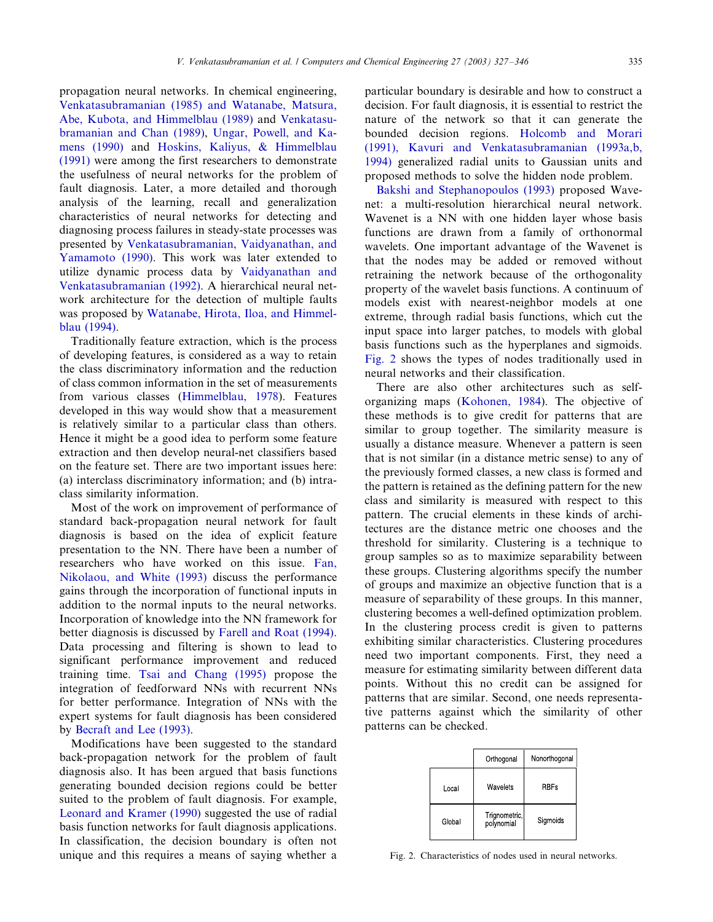propagation neural networks. In chemical engineering, Venkatasubramanian (1985) and Watanabe, Matsura, Abe, Kubota, and Himmelblau (1989) and Venkatasubramanian and Chan (1989), Ungar, Powell, and Kamens (1990) and Hoskins, Kaliyus, & Himmelblau (1991) were among the first researchers to demonstrate the usefulness of neural networks for the problem of fault diagnosis. Later, a more detailed and thorough analysis of the learning, recall and generalization characteristics of neural networks for detecting and diagnosing process failures in steady-state processes was presented by Venkatasubramanian, Vaidyanathan, and Yamamoto (1990). This work was later extended to utilize dynamic process data by Vaidyanathan and Venkatasubramanian (1992). A hierarchical neural network architecture for the detection of multiple faults was proposed by Watanabe, Hirota, Iloa, and Himmelblau (1994).

Traditionally feature extraction, which is the process of developing features, is considered as a way to retain the class discriminatory information and the reduction of class common information in the set of measurements from various classes (Himmelblau, 1978). Features developed in this way would show that a measurement is relatively similar to a particular class than others. Hence it might be a good idea to perform some feature extraction and then develop neural-net classifiers based on the feature set. There are two important issues here: (a) interclass discriminatory information; and (b) intraclass similarity information.

Most of the work on improvement of performance of standard back-propagation neural network for fault diagnosis is based on the idea of explicit feature presentation to the NN. There have been a number of researchers who have worked on this issue. Fan, Nikolaou, and White (1993) discuss the performance gains through the incorporation of functional inputs in addition to the normal inputs to the neural networks. Incorporation of knowledge into the NN framework for better diagnosis is discussed by Farell and Roat (1994). Data processing and filtering is shown to lead to significant performance improvement and reduced training time. Tsai and Chang (1995) propose the integration of feedforward NNs with recurrent NNs for better performance. Integration of NNs with the expert systems for fault diagnosis has been considered by Becraft and Lee (1993).

Modifications have been suggested to the standard back-propagation network for the problem of fault diagnosis also. It has been argued that basis functions generating bounded decision regions could be better suited to the problem of fault diagnosis. For example, Leonard and Kramer (1990) suggested the use of radial basis function networks for fault diagnosis applications. In classification, the decision boundary is often not unique and this requires a means of saying whether a particular boundary is desirable and how to construct a decision. For fault diagnosis, it is essential to restrict the nature of the network so that it can generate the bounded decision regions. Holcomb and Morari (1991), Kavuri and Venkatasubramanian (1993a,b, 1994) generalized radial units to Gaussian units and proposed methods to solve the hidden node problem.

Bakshi and Stephanopoulos (1993) proposed Wavenet: a multi-resolution hierarchical neural network. Wavenet is a NN with one hidden layer whose basis functions are drawn from a family of orthonormal wavelets. One important advantage of the Wavenet is that the nodes may be added or removed without retraining the network because of the orthogonality property of the wavelet basis functions. A continuum of models exist with nearest-neighbor models at one extreme, through radial basis functions, which cut the input space into larger patches, to models with global basis functions such as the hyperplanes and sigmoids. Fig. 2 shows the types of nodes traditionally used in neural networks and their classification.

There are also other architectures such as self-organizing maps (Kohonen, 1984). The objective of these methods is to give credit for patterns that are similar to group together. The similarity measure is usually a distance measure. Whenever a pattern is seen that is not similar (in a distance metric sense) to any of the previously formed classes, a new class is formed and the pattern is retained as the defining pattern for the new class and similarity is measured with respect to this pattern. The crucial elements in these kinds of architectures are the distance metric one chooses and the threshold for similarity. Clustering is a technique to group samples so as to maximize separability between these groups. Clustering algorithms specify the number of groups and maximize an objective function that is a measure of separability of these groups. In this manner, clustering becomes a well-defined optimization problem. In the clustering process credit is given to patterns exhibiting similar characteristics. Clustering procedures need two important components. First, they need a measure for estimating similarity between different data points. Without this no credit can be assigned for patterns that are similar. Second, one needs representative patterns against which the similarity of other patterns can be checked.

| | Orthogonal | Nonorthogonal |
|---|---|---|
| Local | Wavelets | RBFs |
| Global | Trignometric, polynomial | Sigmoids |

Fig. 2. Characteristics of nodes used in neural networks.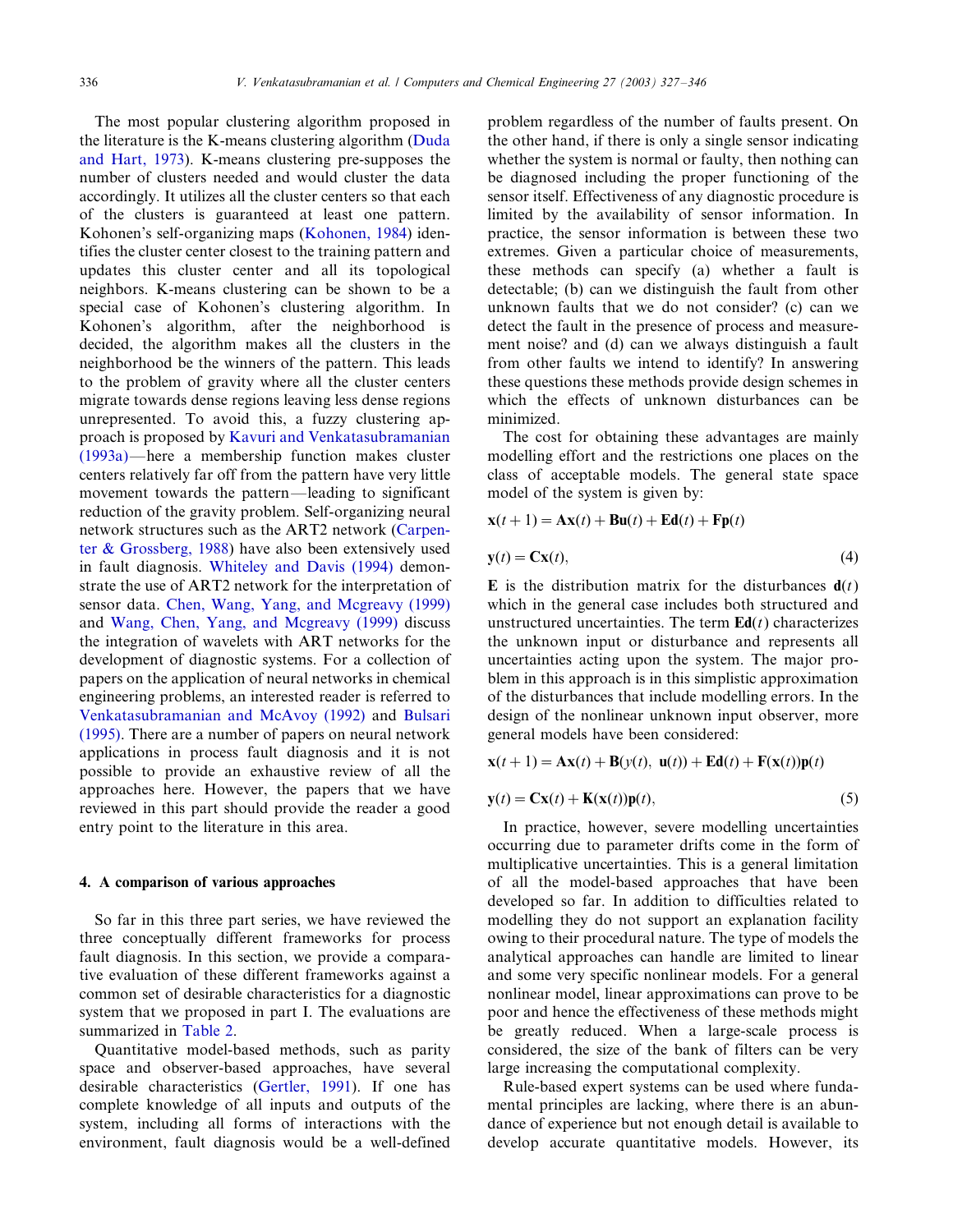The most popular clustering algorithm proposed in the literature is the K-means clustering algorithm (Duda and Hart, 1973). K-means clustering pre-supposes the number of clusters needed and would cluster the data accordingly. It utilizes all the cluster centers so that each of the clusters is guaranteed at least one pattern. Kohonen's self-organizing maps (Kohonen, 1984) identifies the cluster center closest to the training pattern and updates this cluster center and all its topological neighbors. K-means clustering can be shown to be a special case of Kohonen's clustering algorithm. In Kohonen's algorithm, after the neighborhood is decided, the algorithm makes all the clusters in the neighborhood be the winners of the pattern. This leads to the problem of gravity where all the cluster centers migrate towards dense regions leaving less dense regions unrepresented. To avoid this, a fuzzy clustering approach is proposed by Kavuri and Venkatasubramanian (1993a)—here a membership function makes cluster centers relatively far off from the pattern have very little movement towards the pattern—leading to significant reduction of the gravity problem. Self-organizing neural network structures such as the ART2 network (Carpenter & Grossberg, 1988) have also been extensively used in fault diagnosis. Whiteley and Davis (1994) demonstrate the use of ART2 network for the interpretation of sensor data. Chen, Wang, Yang, and Mcgreavy (1999) and Wang, Chen, Yang, and Mcgreavy (1999) discuss the integration of wavelets with ART networks for the development of diagnostic systems. For a collection of papers on the application of neural networks in chemical engineering problems, an interested reader is referred to Venkatasubramanian and McAvoy (1992) and Bulsari (1995). There are a number of papers on neural network applications in process fault diagnosis and it is not possible to provide an exhaustive review of all the approaches here. However, the papers that we have reviewed in this part should provide the reader a good entry point to the literature in this area.

## 4. A comparison of various approaches

So far in this three part series, we have reviewed the three conceptually different frameworks for process fault diagnosis. In this section, we provide a comparative evaluation of these different frameworks against a common set of desirable characteristics for a diagnostic system that we proposed in part I. The evaluations are summarized in Table 2.

Quantitative model-based methods, such as parity space and observer-based approaches, have several desirable characteristics (Gertler, 1991). If one has complete knowledge of all inputs and outputs of the system, including all forms of interactions with the environment, fault diagnosis would be a well-defined problem regardless of the number of faults present. On the other hand, if there is only a single sensor indicating whether the system is normal or faulty, then nothing can be diagnosed including the proper functioning of the sensor itself. Effectiveness of any diagnostic procedure is limited by the availability of sensor information. In practice, the sensor information is between these two extremes. Given a particular choice of measurements, these methods can specify (a) whether a fault is detectable; (b) can we distinguish the fault from other unknown faults that we do not consider? (c) can we detect the fault in the presence of process and measurement noise? and (d) can we always distinguish a fault from other faults we intend to identify? In answering these questions these methods provide design schemes in which the effects of unknown disturbances can be minimized.

The cost for obtaining these advantages are mainly modelling effort and the restrictions one places on the class of acceptable models. The general state space model of the system is given by:

$$\mathbf{x}(t+1) = \mathbf{A}\mathbf{x}(t) + \mathbf{B}\mathbf{u}(t) + \mathbf{E}\mathbf{d}(t) + \mathbf{F}\mathbf{p}(t)$$

$$\mathbf{y}(t) = \mathbf{C}\mathbf{x}(t), \tag{4}$$

$\mathbf{E}$ is the distribution matrix for the disturbances $\mathbf{d}(t)$ which in the general case includes both structured and unstructured uncertainties. The term $\mathbf{E}\mathbf{d}(t)$ characterizes the unknown input or disturbance and represents all uncertainties acting upon the system. The major problem in this approach is in this simplistic approximation of the disturbances that include modelling errors. In the design of the nonlinear unknown input observer, more general models have been considered:

$$\mathbf{x}(t+1) = \mathbf{A}\mathbf{x}(t) + \mathbf{B}(y(t),\ \mathbf{u}(t)) + \mathbf{E}\mathbf{d}(t) + \mathbf{F}(\mathbf{x}(t))\mathbf{p}(t)$$

$$\mathbf{y}(t) = \mathbf{C}\mathbf{x}(t) + \mathbf{K}(\mathbf{x}(t))\mathbf{p}(t), \tag{5}$$

In practice, however, severe modelling uncertainties occurring due to parameter drifts come in the form of multiplicative uncertainties. This is a general limitation of all the model-based approaches that have been developed so far. In addition to difficulties related to modelling they do not support an explanation facility owing to their procedural nature. The type of models the analytical approaches can handle are limited to linear and some very specific nonlinear models. For a general nonlinear model, linear approximations can prove to be poor and hence the effectiveness of these methods might be greatly reduced. When a large-scale process is considered, the size of the bank of filters can be very large increasing the computational complexity.

Rule-based expert systems can be used where fundamental principles are lacking, where there is an abundance of experience but not enough detail is available to develop accurate quantitative models. However, its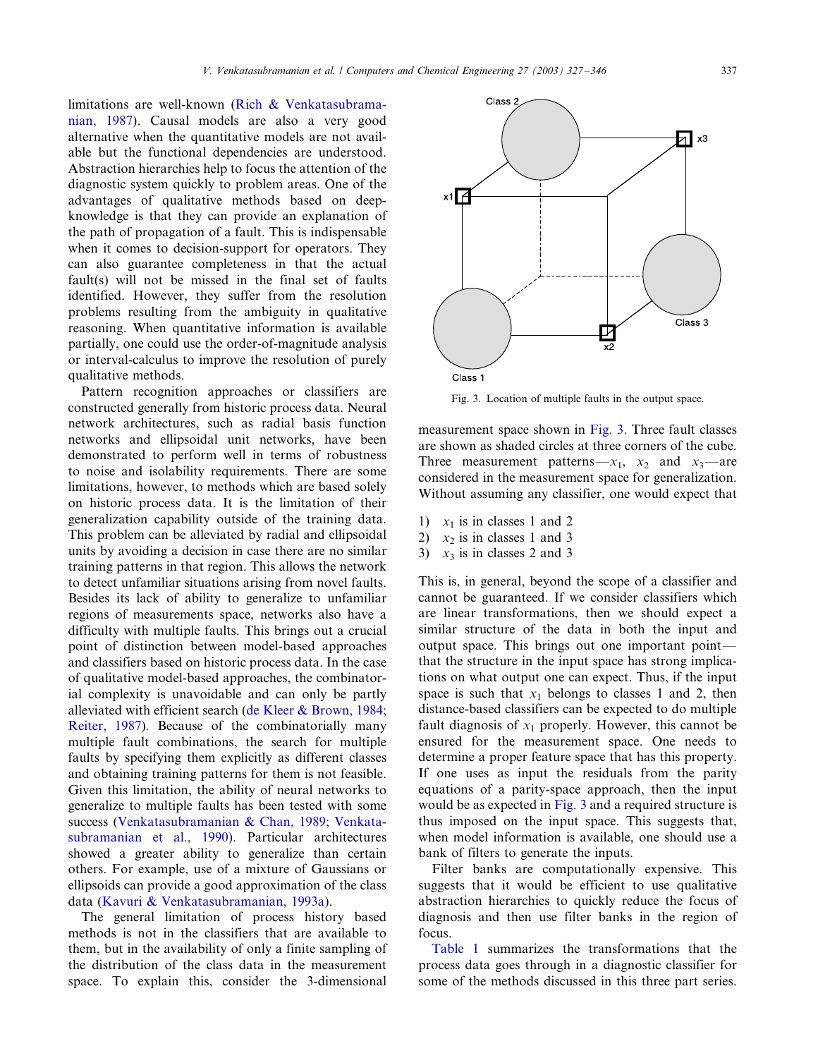limitations are well-known (Rich & Venkatasubramanian, 1987). Causal models are also a very good alternative when the quantitative models are not available but the functional dependencies are understood. Abstraction hierarchies help to focus the attention of the diagnostic system quickly to problem areas. One of the advantages of qualitative methods based on deep-knowledge is that they can provide an explanation of the path of propagation of a fault. This is indispensable when it comes to decision-support for operators. They can also guarantee completeness in that the actual fault(s) will not be missed in the final set of faults identified. However, they suffer from the resolution problems resulting from the ambiguity in qualitative reasoning. When quantitative information is available partially, one could use the order-of-magnitude analysis or interval-calculus to improve the resolution of purely qualitative methods.

Pattern recognition approaches or classifiers are constructed generally from historic process data. Neural network architectures, such as radial basis function networks and ellipsoidal unit networks, have been demonstrated to perform well in terms of robustness to noise and isolability requirements. There are some limitations, however, to methods which are based solely on historic process data. It is the limitation of their generalization capability outside of the training data. This problem can be alleviated by radial and ellipsoidal units by avoiding a decision in case there are no similar training patterns in that region. This allows the network to detect unfamiliar situations arising from novel faults. Besides its lack of ability to generalize to unfamiliar regions of measurements space, networks also have a difficulty with multiple faults. This brings out a crucial point of distinction between model-based approaches and classifiers based on historic process data. In the case of qualitative model-based approaches, the combinatorial complexity is unavoidable and can only be partly alleviated with efficient search (de Kleer & Brown, 1984; Reiter, 1987). Because of the combinatorially many multiple fault combinations, the search for multiple faults by specifying them explicitly as different classes and obtaining training patterns for them is not feasible. Given this limitation, the ability of neural networks to generalize to multiple faults has been tested with some success (Venkatasubramanian & Chan, 1989; Venkatasubramanian et al., 1990). Particular architectures showed a greater ability to generalize than certain others. For example, use of a mixture of Gaussians or ellipsoids can provide a good approximation of the class data (Kavuri & Venkatasubramanian, 1993a).

The general limitation of process history based methods is not in the classifiers that are available to them, but in the availability of only a finite sampling of the distribution of the class data in the measurement space. To explain this, consider the 3-dimensional measurement space shown in Fig. 3. Three fault classes are shown as shaded circles at three corners of the cube. Three measurement patterns—$x_1$, $x_2$ and $x_3$—are considered in the measurement space for generalization. Without assuming any classifier, one would expect that

Fig. 3. Location of multiple faults in the output space.

1) $x_1$ is in classes 1 and 2
2) $x_2$ is in classes 1 and 3
3) $x_3$ is in classes 2 and 3

This is, in general, beyond the scope of a classifier and cannot be guaranteed. If we consider classifiers which are linear transformations, then we should expect a similar structure of the data in both the input and output space. This brings out one important point—that the structure in the input space has strong implications on what output one can expect. Thus, if the input space is such that $x_1$ belongs to classes 1 and 2, then distance-based classifiers can be expected to do multiple fault diagnosis of $x_1$ properly. However, this cannot be ensured for the measurement space. One needs to determine a proper feature space that has this property. If one uses as input the residuals from the parity equations of a parity-space approach, then the input would be as expected in Fig. 3 and a required structure is thus imposed on the input space. This suggests that, when model information is available, one should use a bank of filters to generate the inputs.

Filter banks are computationally expensive. This suggests that it would be efficient to use qualitative abstraction hierarchies to quickly reduce the focus of diagnosis and then use filter banks in the region of focus.

Table 1 summarizes the transformations that the process data goes through in a diagnostic classifier for some of the methods discussed in this three part series.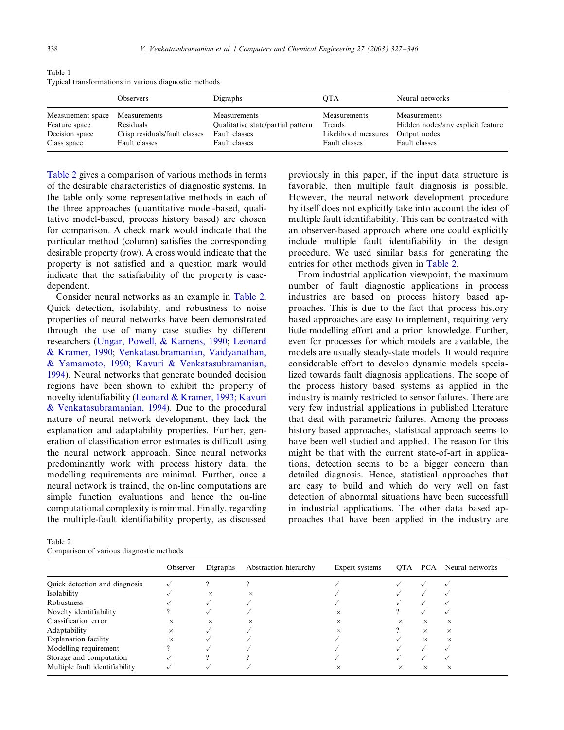Table 1
Typical transformations in various diagnostic methods

| | Observers | Digraphs | QTA | Neural networks |
|---|---|---|---|---|
| Measurement space | Measurements | Measurements | Measurements | Measurements |
| Feature space | Residuals | Qualitative state/partial pattern | Trends | Hidden nodes/any explicit feature |
| Decision space | Crisp residuals/fault classes | Fault classes | Likelihood measures | Output nodes |
| Class space | Fault classes | Fault classes | Fault classes | Fault classes |

Table 2 gives a comparison of various methods in terms of the desirable characteristics of diagnostic systems. In the table only some representative methods in each of the three approaches (quantitative model-based, qualitative model-based, process history based) are chosen for comparison. A check mark would indicate that the particular method (column) satisfies the corresponding desirable property (row). A cross would indicate that the property is not satisfied and a question mark would indicate that the satisfiability of the property is case-dependent.

Consider neural networks as an example in Table 2. Quick detection, isolability, and robustness to noise properties of neural networks have been demonstrated through the use of many case studies by different researchers (Ungar, Powell, & Kamens, 1990; Leonard & Kramer, 1990; Venkatasubramanian, Vaidyanathan, & Yamamoto, 1990; Kavuri & Venkatasubramanian, 1994). Neural networks that generate bounded decision regions have been shown to exhibit the property of novelty identifiability (Leonard & Kramer, 1993; Kavuri & Venkatasubramanian, 1994). Due to the procedural nature of neural network development, they lack the explanation and adaptability properties. Further, generation of classification error estimates is difficult using the neural network approach. Since neural networks predominantly work with process history data, the modelling requirements are minimal. Further, once a neural network is trained, the on-line computations are simple function evaluations and hence the on-line computational complexity is minimal. Finally, regarding the multiple-fault identifiability property, as discussed previously in this paper, if the input data structure is favorable, then multiple fault diagnosis is possible. However, the neural network development procedure by itself does not explicitly take into account the idea of multiple fault identifiability. This can be contrasted with an observer-based approach where one could explicitly include multiple fault identifiability in the design procedure. We used similar basis for generating the entries for other methods given in Table 2.

From industrial application viewpoint, the maximum number of fault diagnostic applications in process industries are based on process history based approaches. This is due to the fact that process history based approaches are easy to implement, requiring very little modelling effort and a priori knowledge. Further, even for processes for which models are available, the models are usually steady-state models. It would require considerable effort to develop dynamic models specialized towards fault diagnosis applications. The scope of the process history based systems as applied in the industry is mainly restricted to sensor failures. There are very few industrial applications in published literature that deal with parametric failures. Among the process history based approaches, statistical approach seems to have been well studied and applied. The reason for this might be that with the current state-of-art in applications, detection seems to be a bigger concern than detailed diagnosis. Hence, statistical approaches that are easy to build and which do very well on fast detection of abnormal situations have been successfull in industrial applications. The other data based approaches that have been applied in the industry are

Table 2
Comparison of various diagnostic methods

| | Observer | Digraphs | Abstraction hierarchy | Expert systems | QTA | PCA | Neural networks |
|---|---|---|---|---|---|---|---|
| Quick detection and diagnosis | ✓ | ? | ? | ✓ | ✓ | ✓ | ✓ |
| Isolability | ✓ | × | × | ✓ | ✓ | ✓ | ✓ |
| Robustness | ✓ | ✓ | ✓ | ✓ | ✓ | ✓ | ✓ |
| Novelty identifiability | ? | ✓ | ✓ | × | ? | ✓ | ✓ |
| Classification error | × | × | × | × | × | × | × |
| Adaptability | × | ✓ | ✓ | × | ? | × | × |
| Explanation facility | × | ✓ | ✓ | ✓ | ✓ | × | × |
| Modelling requirement | ? | ✓ | ✓ | ✓ | ✓ | ✓ | ✓ |
| Storage and computation | ✓ | ? | ? | ✓ | ✓ | ✓ | ✓ |
| Multiple fault identifiability | ✓ | ✓ | ✓ | × | × | × | × |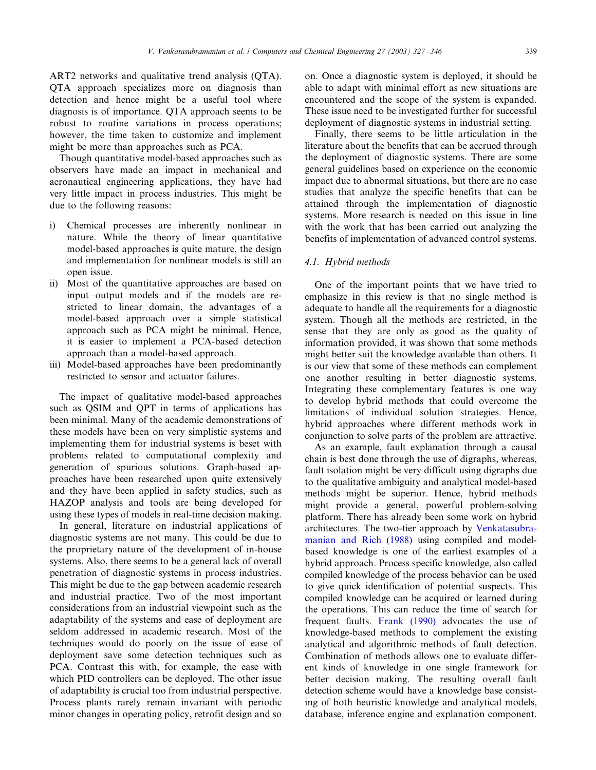ART2 networks and qualitative trend analysis (QTA). QTA approach specializes more on diagnosis than detection and hence might be a useful tool where diagnosis is of importance. QTA approach seems to be robust to routine variations in process operations; however, the time taken to customize and implement might be more than approaches such as PCA.

Though quantitative model-based approaches such as observers have made an impact in mechanical and aeronautical engineering applications, they have had very little impact in process industries. This might be due to the following reasons:

i) Chemical processes are inherently nonlinear in nature. While the theory of linear quantitative model-based approaches is quite mature, the design and implementation for nonlinear models is still an open issue.
ii) Most of the quantitative approaches are based on input–output models and if the models are restricted to linear domain, the advantages of a model-based approach over a simple statistical approach such as PCA might be minimal. Hence, it is easier to implement a PCA-based detection approach than a model-based approach.
iii) Model-based approaches have been predominantly restricted to sensor and actuator failures.

The impact of qualitative model-based approaches such as QSIM and QPT in terms of applications has been minimal. Many of the academic demonstrations of these models have been on very simplistic systems and implementing them for industrial systems is beset with problems related to computational complexity and generation of spurious solutions. Graph-based approaches have been researched upon quite extensively and they have been applied in safety studies, such as HAZOP analysis and tools are being developed for using these types of models in real-time decision making.

In general, literature on industrial applications of diagnostic systems are not many. This could be due to the proprietary nature of the development of in-house systems. Also, there seems to be a general lack of overall penetration of diagnostic systems in process industries. This might be due to the gap between academic research and industrial practice. Two of the most important considerations from an industrial viewpoint such as the adaptability of the systems and ease of deployment are seldom addressed in academic research. Most of the techniques would do poorly on the issue of ease of deployment save some detection techniques such as PCA. Contrast this with, for example, the ease with which PID controllers can be deployed. The other issue of adaptability is crucial too from industrial perspective. Process plants rarely remain invariant with periodic minor changes in operating policy, retrofit design and so on. Once a diagnostic system is deployed, it should be able to adapt with minimal effort as new situations are encountered and the scope of the system is expanded. These issue need to be investigated further for successful deployment of diagnostic systems in industrial setting.

Finally, there seems to be little articulation in the literature about the benefits that can be accrued through the deployment of diagnostic systems. There are some general guidelines based on experience on the economic impact due to abnormal situations, but there are no case studies that analyze the specific benefits that can be attained through the implementation of diagnostic systems. More research is needed on this issue in line with the work that has been carried out analyzing the benefits of implementation of advanced control systems.

### *4.1. Hybrid methods*

One of the important points that we have tried to emphasize in this review is that no single method is adequate to handle all the requirements for a diagnostic system. Though all the methods are restricted, in the sense that they are only as good as the quality of information provided, it was shown that some methods might better suit the knowledge available than others. It is our view that some of these methods can complement one another resulting in better diagnostic systems. Integrating these complementary features is one way to develop hybrid methods that could overcome the limitations of individual solution strategies. Hence, hybrid approaches where different methods work in conjunction to solve parts of the problem are attractive.

As an example, fault explanation through a causal chain is best done through the use of digraphs, whereas, fault isolation might be very difficult using digraphs due to the qualitative ambiguity and analytical model-based methods might be superior. Hence, hybrid methods might provide a general, powerful problem-solving platform. There has already been some work on hybrid architectures. The two-tier approach by Venkatasubramanian and Rich (1988) using compiled and model-based knowledge is one of the earliest examples of a hybrid approach. Process specific knowledge, also called compiled knowledge of the process behavior can be used to give quick identification of potential suspects. This compiled knowledge can be acquired or learned during the operations. This can reduce the time of search for frequent faults. Frank (1990) advocates the use of knowledge-based methods to complement the existing analytical and algorithmic methods of fault detection. Combination of methods allows one to evaluate different kinds of knowledge in one single framework for better decision making. The resulting overall fault detection scheme would have a knowledge base consisting of both heuristic knowledge and analytical models, database, inference engine and explanation component.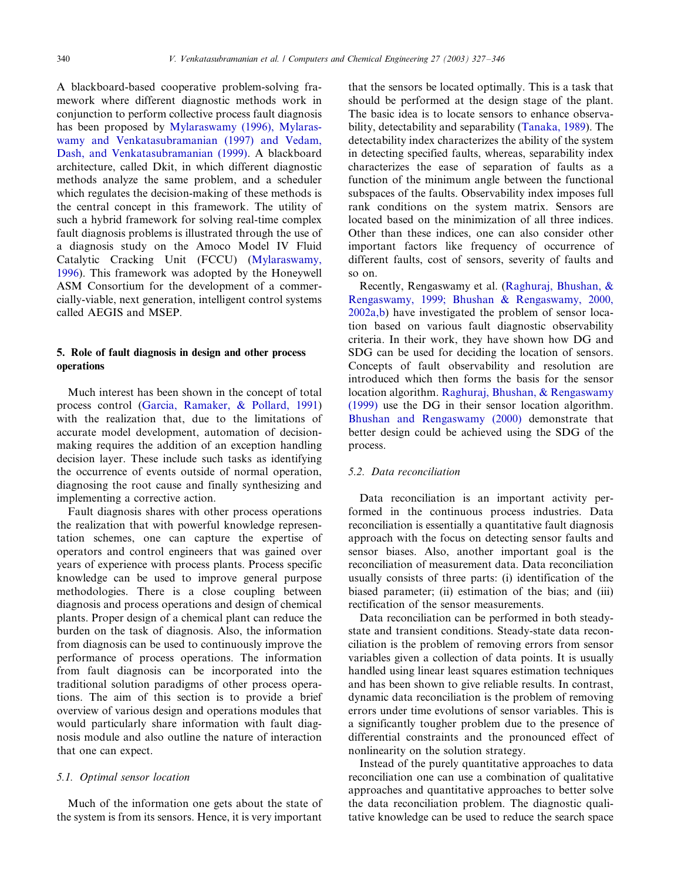A blackboard-based cooperative problem-solving framework where different diagnostic methods work in conjunction to perform collective process fault diagnosis has been proposed by Mylaraswamy (1996), Mylaraswamy and Venkatasubramanian (1997) and Vedam, Dash, and Venkatasubramanian (1999). A blackboard architecture, called Dkit, in which different diagnostic methods analyze the same problem, and a scheduler which regulates the decision-making of these methods is the central concept in this framework. The utility of such a hybrid framework for solving real-time complex fault diagnosis problems is illustrated through the use of a diagnosis study on the Amoco Model IV Fluid Catalytic Cracking Unit (FCCU) (Mylaraswamy, 1996). This framework was adopted by the Honeywell ASM Consortium for the development of a commercially-viable, next generation, intelligent control systems called AEGIS and MSEP.

## 5. Role of fault diagnosis in design and other process operations

Much interest has been shown in the concept of total process control (Garcia, Ramaker, & Pollard, 1991) with the realization that, due to the limitations of accurate model development, automation of decision-making requires the addition of an exception handling decision layer. These include such tasks as identifying the occurrence of events outside of normal operation, diagnosing the root cause and finally synthesizing and implementing a corrective action.

Fault diagnosis shares with other process operations the realization that with powerful knowledge representation schemes, one can capture the expertise of operators and control engineers that was gained over years of experience with process plants. Process specific knowledge can be used to improve general purpose methodologies. There is a close coupling between diagnosis and process operations and design of chemical plants. Proper design of a chemical plant can reduce the burden on the task of diagnosis. Also, the information from diagnosis can be used to continuously improve the performance of process operations. The information from fault diagnosis can be incorporated into the traditional solution paradigms of other process operations. The aim of this section is to provide a brief overview of various design and operations modules that would particularly share information with fault diagnosis module and also outline the nature of interaction that one can expect.

### *5.1. Optimal sensor location*

Much of the information one gets about the state of the system is from its sensors. Hence, it is very important that the sensors be located optimally. This is a task that should be performed at the design stage of the plant. The basic idea is to locate sensors to enhance observability, detectability and separability (Tanaka, 1989). The detectability index characterizes the ability of the system in detecting specified faults, whereas, separability index characterizes the ease of separation of faults as a function of the minimum angle between the functional subspaces of the faults. Observability index imposes full rank conditions on the system matrix. Sensors are located based on the minimization of all three indices. Other than these indices, one can also consider other important factors like frequency of occurrence of different faults, cost of sensors, severity of faults and so on.

Recently, Rengaswamy et al. (Raghuraj, Bhushan, & Rengaswamy, 1999; Bhushan & Rengaswamy, 2000, 2002a,b) have investigated the problem of sensor location based on various fault diagnostic observability criteria. In their work, they have shown how DG and SDG can be used for deciding the location of sensors. Concepts of fault observability and resolution are introduced which then forms the basis for the sensor location algorithm. Raghuraj, Bhushan, & Rengaswamy (1999) use the DG in their sensor location algorithm. Bhushan and Rengaswamy (2000) demonstrate that better design could be achieved using the SDG of the process.

### *5.2. Data reconciliation*

Data reconciliation is an important activity performed in the continuous process industries. Data reconciliation is essentially a quantitative fault diagnosis approach with the focus on detecting sensor faults and sensor biases. Also, another important goal is the reconciliation of measurement data. Data reconciliation usually consists of three parts: (i) identification of the biased parameter; (ii) estimation of the bias; and (iii) rectification of the sensor measurements.

Data reconciliation can be performed in both steady-state and transient conditions. Steady-state data reconciliation is the problem of removing errors from sensor variables given a collection of data points. It is usually handled using linear least squares estimation techniques and has been shown to give reliable results. In contrast, dynamic data reconciliation is the problem of removing errors under time evolutions of sensor variables. This is a significantly tougher problem due to the presence of differential constraints and the pronounced effect of nonlinearity on the solution strategy.

Instead of the purely quantitative approaches to data reconciliation one can use a combination of qualitative approaches and quantitative approaches to better solve the data reconciliation problem. The diagnostic qualitative knowledge can be used to reduce the search space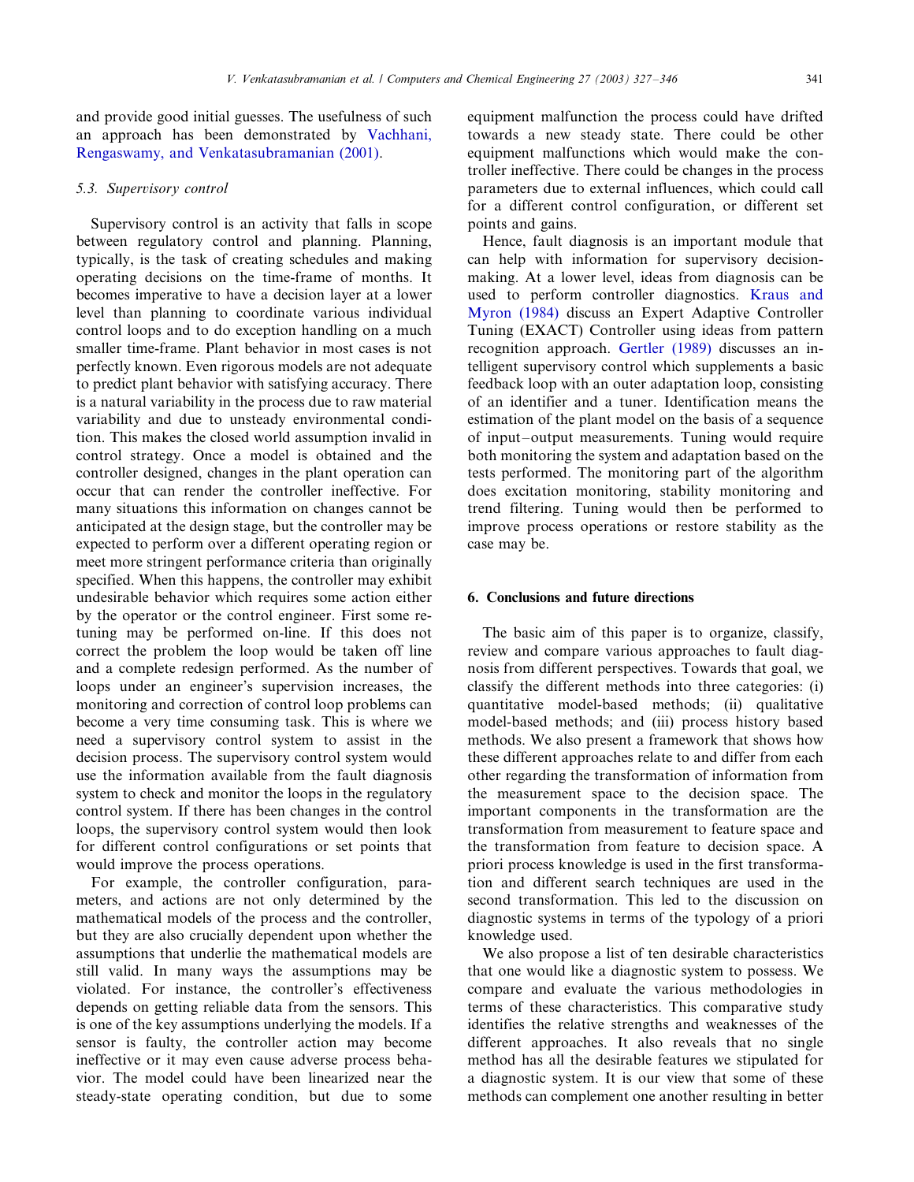and provide good initial guesses. The usefulness of such an approach has been demonstrated by Vachhani, Rengaswamy, and Venkatasubramanian (2001).

### 5.3. Supervisory control

Supervisory control is an activity that falls in scope between regulatory control and planning. Planning, typically, is the task of creating schedules and making operating decisions on the time-frame of months. It becomes imperative to have a decision layer at a lower level than planning to coordinate various individual control loops and to do exception handling on a much smaller time-frame. Plant behavior in most cases is not perfectly known. Even rigorous models are not adequate to predict plant behavior with satisfying accuracy. There is a natural variability in the process due to raw material variability and due to unsteady environmental condition. This makes the closed world assumption invalid in control strategy. Once a model is obtained and the controller designed, changes in the plant operation can occur that can render the controller ineffective. For many situations this information on changes cannot be anticipated at the design stage, but the controller may be expected to perform over a different operating region or meet more stringent performance criteria than originally specified. When this happens, the controller may exhibit undesirable behavior which requires some action either by the operator or the control engineer. First some re-tuning may be performed on-line. If this does not correct the problem the loop would be taken off line and a complete redesign performed. As the number of loops under an engineer's supervision increases, the monitoring and correction of control loop problems can become a very time consuming task. This is where we need a supervisory control system to assist in the decision process. The supervisory control system would use the information available from the fault diagnosis system to check and monitor the loops in the regulatory control system. If there has been changes in the control loops, the supervisory control system would then look for different control configurations or set points that would improve the process operations.

For example, the controller configuration, parameters, and actions are not only determined by the mathematical models of the process and the controller, but they are also crucially dependent upon whether the assumptions that underlie the mathematical models are still valid. In many ways the assumptions may be violated. For instance, the controller's effectiveness depends on getting reliable data from the sensors. This is one of the key assumptions underlying the models. If a sensor is faulty, the controller action may become ineffective or it may even cause adverse process behavior. The model could have been linearized near the steady-state operating condition, but due to some equipment malfunction the process could have drifted towards a new steady state. There could be other equipment malfunctions which would make the controller ineffective. There could be changes in the process parameters due to external influences, which could call for a different control configuration, or different set points and gains.

Hence, fault diagnosis is an important module that can help with information for supervisory decision-making. At a lower level, ideas from diagnosis can be used to perform controller diagnostics. Kraus and Myron (1984) discuss an Expert Adaptive Controller Tuning (EXACT) Controller using ideas from pattern recognition approach. Gertler (1989) discusses an intelligent supervisory control which supplements a basic feedback loop with an outer adaptation loop, consisting of an identifier and a tuner. Identification means the estimation of the plant model on the basis of a sequence of input–output measurements. Tuning would require both monitoring the system and adaptation based on the tests performed. The monitoring part of the algorithm does excitation monitoring, stability monitoring and trend filtering. Tuning would then be performed to improve process operations or restore stability as the case may be.

## 6. Conclusions and future directions

The basic aim of this paper is to organize, classify, review and compare various approaches to fault diagnosis from different perspectives. Towards that goal, we classify the different methods into three categories: (i) quantitative model-based methods; (ii) qualitative model-based methods; and (iii) process history based methods. We also present a framework that shows how these different approaches relate to and differ from each other regarding the transformation of information from the measurement space to the decision space. The important components in the transformation are the transformation from measurement to feature space and the transformation from feature to decision space. A priori process knowledge is used in the first transformation and different search techniques are used in the second transformation. This led to the discussion on diagnostic systems in terms of the typology of a priori knowledge used.

We also propose a list of ten desirable characteristics that one would like a diagnostic system to possess. We compare and evaluate the various methodologies in terms of these characteristics. This comparative study identifies the relative strengths and weaknesses of the different approaches. It also reveals that no single method has all the desirable features we stipulated for a diagnostic system. It is our view that some of these methods can complement one another resulting in better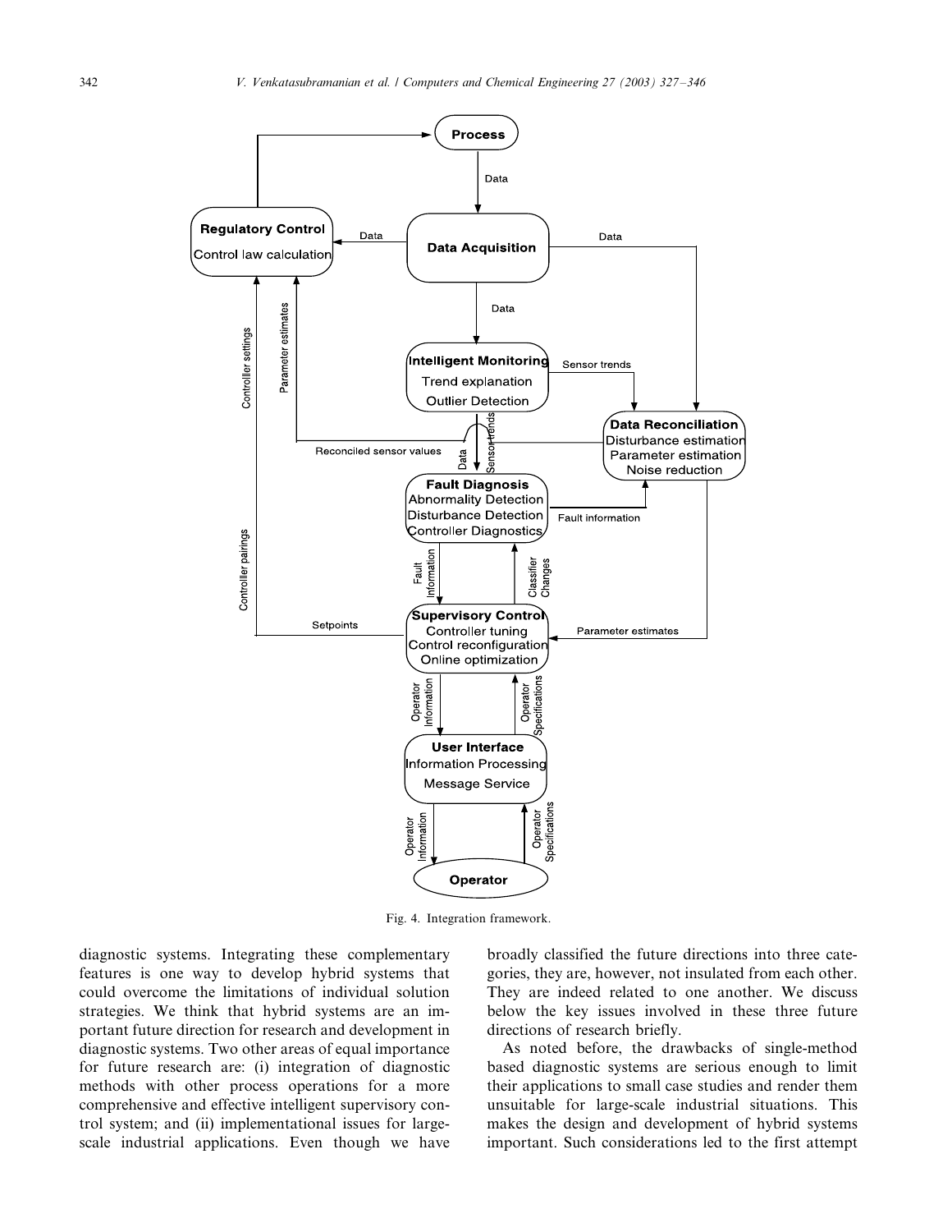Fig. 4. Integration framework.

diagnostic systems. Integrating these complementary features is one way to develop hybrid systems that could overcome the limitations of individual solution strategies. We think that hybrid systems are an important future direction for research and development in diagnostic systems. Two other areas of equal importance for future research are: (i) integration of diagnostic methods with other process operations for a more comprehensive and effective intelligent supervisory control system; and (ii) implementational issues for large-scale industrial applications. Even though we have broadly classified the future directions into three categories, they are, however, not insulated from each other. They are indeed related to one another. We discuss below the key issues involved in these three future directions of research briefly.

As noted before, the drawbacks of single-method based diagnostic systems are serious enough to limit their applications to small case studies and render them unsuitable for large-scale industrial situations. This makes the design and development of hybrid systems important. Such considerations led to the first attempt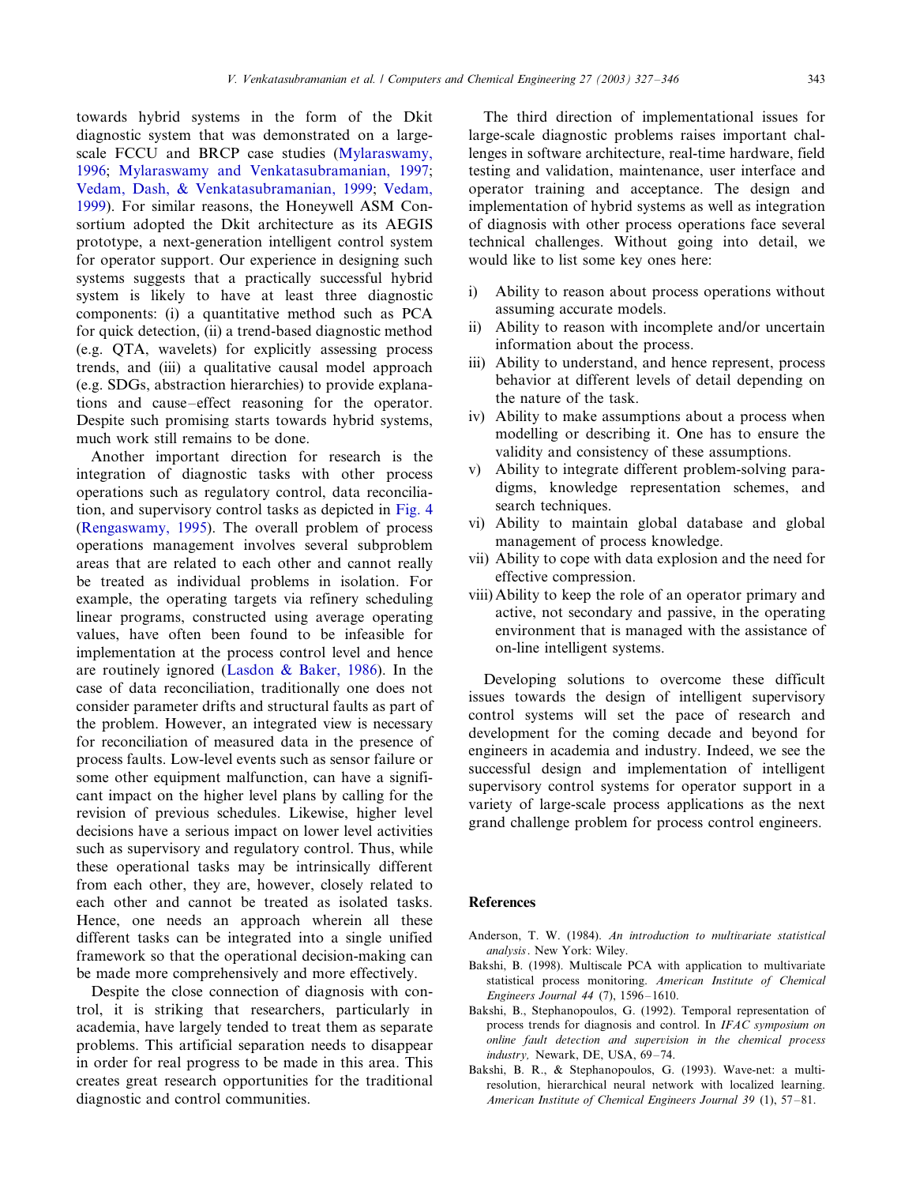towards hybrid systems in the form of the Dkit diagnostic system that was demonstrated on a large-scale FCCU and BRCP case studies (Mylaraswamy, 1996; Mylaraswamy and Venkatasubramanian, 1997; Vedam, Dash, & Venkatasubramanian, 1999; Vedam, 1999). For similar reasons, the Honeywell ASM Consortium adopted the Dkit architecture as its AEGIS prototype, a next-generation intelligent control system for operator support. Our experience in designing such systems suggests that a practically successful hybrid system is likely to have at least three diagnostic components: (i) a quantitative method such as PCA for quick detection, (ii) a trend-based diagnostic method (e.g. QTA, wavelets) for explicitly assessing process trends, and (iii) a qualitative causal model approach (e.g. SDGs, abstraction hierarchies) to provide explanations and cause–effect reasoning for the operator. Despite such promising starts towards hybrid systems, much work still remains to be done.

Another important direction for research is the integration of diagnostic tasks with other process operations such as regulatory control, data reconciliation, and supervisory control tasks as depicted in Fig. 4 (Rengaswamy, 1995). The overall problem of process operations management involves several subproblem areas that are related to each other and cannot really be treated as individual problems in isolation. For example, the operating targets via refinery scheduling linear programs, constructed using average operating values, have often been found to be infeasible for implementation at the process control level and hence are routinely ignored (Lasdon & Baker, 1986). In the case of data reconciliation, traditionally one does not consider parameter drifts and structural faults as part of the problem. However, an integrated view is necessary for reconciliation of measured data in the presence of process faults. Low-level events such as sensor failure or some other equipment malfunction, can have a significant impact on the higher level plans by calling for the revision of previous schedules. Likewise, higher level decisions have a serious impact on lower level activities such as supervisory and regulatory control. Thus, while these operational tasks may be intrinsically different from each other, they are, however, closely related to each other and cannot be treated as isolated tasks. Hence, one needs an approach wherein all these different tasks can be integrated into a single unified framework so that the operational decision-making can be made more comprehensively and more effectively.

Despite the close connection of diagnosis with control, it is striking that researchers, particularly in academia, have largely tended to treat them as separate problems. This artificial separation needs to disappear in order for real progress to be made in this area. This creates great research opportunities for the traditional diagnostic and control communities.

The third direction of implementational issues for large-scale diagnostic problems raises important challenges in software architecture, real-time hardware, field testing and validation, maintenance, user interface and operator training and acceptance. The design and implementation of hybrid systems as well as integration of diagnosis with other process operations face several technical challenges. Without going into detail, we would like to list some key ones here:

i) Ability to reason about process operations without assuming accurate models.
ii) Ability to reason with incomplete and/or uncertain information about the process.
iii) Ability to understand, and hence represent, process behavior at different levels of detail depending on the nature of the task.
iv) Ability to make assumptions about a process when modelling or describing it. One has to ensure the validity and consistency of these assumptions.
v) Ability to integrate different problem-solving paradigms, knowledge representation schemes, and search techniques.
vi) Ability to maintain global database and global management of process knowledge.
vii) Ability to cope with data explosion and the need for effective compression.
viii) Ability to keep the role of an operator primary and active, not secondary and passive, in the operating environment that is managed with the assistance of on-line intelligent systems.

Developing solutions to overcome these difficult issues towards the design of intelligent supervisory control systems will set the pace of research and development for the coming decade and beyond for engineers in academia and industry. Indeed, we see the successful design and implementation of intelligent supervisory control systems for operator support in a variety of large-scale process applications as the next grand challenge problem for process control engineers.

## References

Anderson, T. W. (1984). *An introduction to multivariate statistical analysis*. New York: Wiley.

Bakshi, B. (1998). Multiscale PCA with application to multivariate statistical process monitoring. *American Institute of Chemical Engineers Journal 44* (7), 1596–1610.

Bakshi, B., Stephanopoulos, G. (1992). Temporal representation of process trends for diagnosis and control. In *IFAC symposium on online fault detection and supervision in the chemical process industry,* Newark, DE, USA, 69–74.

Bakshi, B. R., & Stephanopoulos, G. (1993). Wave-net: a multiresolution, hierarchical neural network with localized learning. *American Institute of Chemical Engineers Journal 39* (1), 57–81.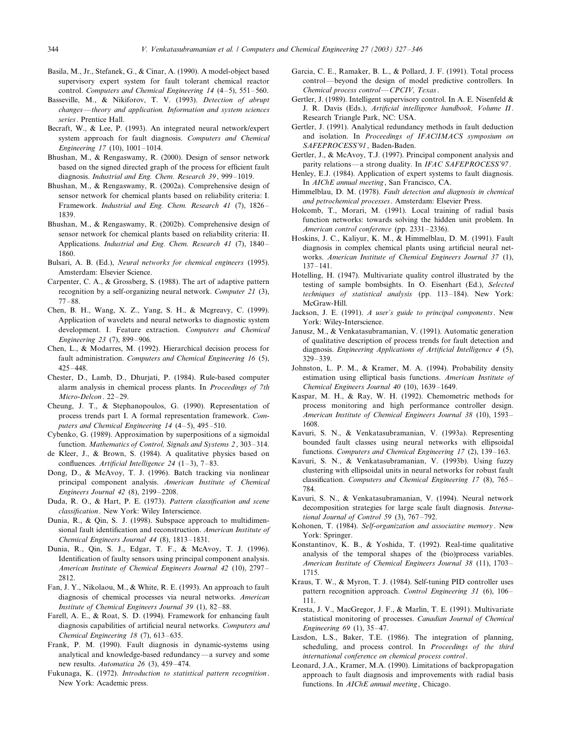Basila, M., Jr., Stefanek, G., & Cinar, A. (1990). A model-object based supervisory expert system for fault tolerant chemical reactor control. *Computers and Chemical Engineering 14* (4–5), 551–560.

Basseville, M., & Nikiforov, T. V. (1993). *Detection of abrupt changes—theory and application. Information and system sciences series*. Prentice Hall.

Becraft, W., & Lee, P. (1993). An integrated neural network/expert system approach for fault diagnosis. *Computers and Chemical Engineering 17* (10), 1001–1014.

Bhushan, M., & Rengaswamy, R. (2000). Design of sensor network based on the signed directed graph of the process for efficient fault diagnosis. *Industrial and Eng. Chem. Research 39*, 999–1019.

Bhushan, M., & Rengaswamy, R. (2002a). Comprehensive design of sensor network for chemical plants based on reliability criteria: I. Framework. *Industrial and Eng. Chem. Research 41* (7), 1826–1839.

Bhushan, M., & Rengaswamy, R. (2002b). Comprehensive design of sensor network for chemical plants based on reliability criteria: II. Applications. *Industrial and Eng. Chem. Research 41* (7), 1840–1860.

Bulsari, A. B. (Ed.), *Neural networks for chemical engineers* (1995). Amsterdam: Elsevier Science.

Carpenter, C. A., & Grossberg, S. (1988). The art of adaptive pattern recognition by a self-organizing neural network. *Computer 21* (3), 77–88.

Chen, B. H., Wang, X. Z., Yang, S. H., & Mcgreavy, C. (1999). Application of wavelets and neural networks to diagnostic system development. I. Feature extraction. *Computers and Chemical Engineering 23* (7), 899–906.

Chen, L., & Modarres, M. (1992). Hierarchical decision process for fault administration. *Computers and Chemical Engineering 16* (5), 425–448.

Chester, D., Lamb, D., Dhurjati, P. (1984). Rule-based computer alarm analysis in chemical process plants. In *Proceedings of 7th Micro-Delcon*. 22–29.

Cheung, J. T., & Stephanopoulos, G. (1990). Representation of process trends part I. A formal representation framework. *Computers and Chemical Engineering 14* (4–5), 495–510.

Cybenko, G. (1989). Approximation by superpositions of a sigmoidal function. *Mathematics of Control, Signals and Systems 2*, 303–314.

de Kleer, J., & Brown, S. (1984). A qualitative physics based on confluences. *Artificial Intelligence 24* (1–3), 7–83.

Dong, D., & McAvoy, T. J. (1996). Batch tracking via nonlinear principal component analysis. *American Institute of Chemical Engineers Journal 42* (8), 2199–2208.

Duda, R. O., & Hart, P. E. (1973). *Pattern classification and scene classification*. New York: Wiley Interscience.

Dunia, R., & Qin, S. J. (1998). Subspace approach to multidimensional fault identification and reconstruction. *American Institute of Chemical Engineers Journal 44* (8), 1813–1831.

Dunia, R., Qin, S. J., Edgar, T. F., & McAvoy, T. J. (1996). Identification of faulty sensors using principal component analysis. *American Institute of Chemical Engineers Journal 42* (10), 2797–2812.

Fan, J. Y., Nikolaou, M., & White, R. E. (1993). An approach to fault diagnosis of chemical processes via neural networks. *American Institute of Chemical Engineers Journal 39* (1), 82–88.

Farell, A. E., & Roat, S. D. (1994). Framework for enhancing fault diagnosis capabilities of artificial neural networks. *Computers and Chemical Engineering 18* (7), 613–635.

Frank, P. M. (1990). Fault diagnosis in dynamic-systems using analytical and knowledge-based redundancy—a survey and some new results. *Automatica 26* (3), 459–474.

Fukunaga, K. (1972). *Introduction to statistical pattern recognition*. New York: Academic press.

Garcia, C. E., Ramaker, B. L., & Pollard, J. F. (1991). Total process control—beyond the design of model predictive controllers. In *Chemical process control—CPCIV, Texas*.

Gertler, J. (1989). Intelligent supervisory control. In A. E. Nisenfeld & J. R. Davis (Eds.), *Artificial intelligence handbook, Volume II*. Research Triangle Park, NC: USA.

Gertler, J. (1991). Analytical redundancy methods in fault deduction and isolation. In *Proceedings of IFAC/IMACS symposium on SAFEPROCESS'91*, Baden-Baden.

Gertler, J., & McAvoy, T.J. (1997). Principal component analysis and parity relations—a strong duality. In *IFAC SAFEPROCESS'97*.

Henley, E.J. (1984). Application of expert systems to fault diagnosis. In *AIChE annual meeting*, San Francisco, CA.

Himmelblau, D. M. (1978). *Fault detection and diagnosis in chemical and petrochemical processes*. Amsterdam: Elsevier Press.

Holcomb, T., Morari, M. (1991). Local training of radial basis function networks: towards solving the hidden unit problem. In *American control conference* (pp. 2331–2336).

Hoskins, J. C., Kaliyur, K. M., & Himmelblau, D. M. (1991). Fault diagnosis in complex chemical plants using artificial neural networks. *American Institute of Chemical Engineers Journal 37* (1), 137–141.

Hotelling, H. (1947). Multivariate quality control illustrated by the testing of sample bombsights. In O. Eisenhart (Ed.), *Selected techniques of statistical analysis* (pp. 113–184). New York: McGraw-Hill.

Jackson, J. E. (1991). *A user's guide to principal components*. New York: Wiley-Interscience.

Janusz, M., & Venkatasubramanian, V. (1991). Automatic generation of qualitative description of process trends for fault detection and diagnosis. *Engineering Applications of Artificial Intelligence 4* (5), 329–339.

Johnston, L. P. M., & Kramer, M. A. (1994). Probability density estimation using elliptical basis functions. *American Institute of Chemical Engineers Journal 40* (10), 1639–1649.

Kaspar, M. H., & Ray, W. H. (1992). Chemometric methods for process monitoring and high performance controller design. *American Institute of Chemical Engineers Journal 38* (10), 1593–1608.

Kavuri, S. N., & Venkatasubramanian, V. (1993a). Representing bounded fault classes using neural networks with ellipsoidal functions. *Computers and Chemical Engineering 17* (2), 139–163.

Kavuri, S. N., & Venkatasubramanian, V. (1993b). Using fuzzy clustering with ellipsoidal units in neural networks for robust fault classification. *Computers and Chemical Engineering 17* (8), 765–784.

Kavuri, S. N., & Venkatasubramanian, V. (1994). Neural network decomposition strategies for large scale fault diagnosis. *International Journal of Control 59* (3), 767–792.

Kohonen, T. (1984). *Self-organization and associative memory*. New York: Springer.

Konstantinov, K. B., & Yoshida, T. (1992). Real-time qualitative analysis of the temporal shapes of the (bio)process variables. *American Institute of Chemical Engineers Journal 38* (11), 1703–1715.

Kraus, T. W., & Myron, T. J. (1984). Self-tuning PID controller uses pattern recognition approach. *Control Engineering 31* (6), 106–111.

Kresta, J. V., MacGregor, J. F., & Marlin, T. E. (1991). Multivariate statistical monitoring of processes. *Canadian Journal of Chemical Engineering 69* (1), 35–47.

Lasdon, L.S., Baker, T.E. (1986). The integration of planning, scheduling, and process control. In *Proceedings of the third international conference on chemical process control*.

Leonard, J.A., Kramer, M.A. (1990). Limitations of backpropagation approach to fault diagnosis and improvements with radial basis functions. In *AIChE annual meeting*, Chicago.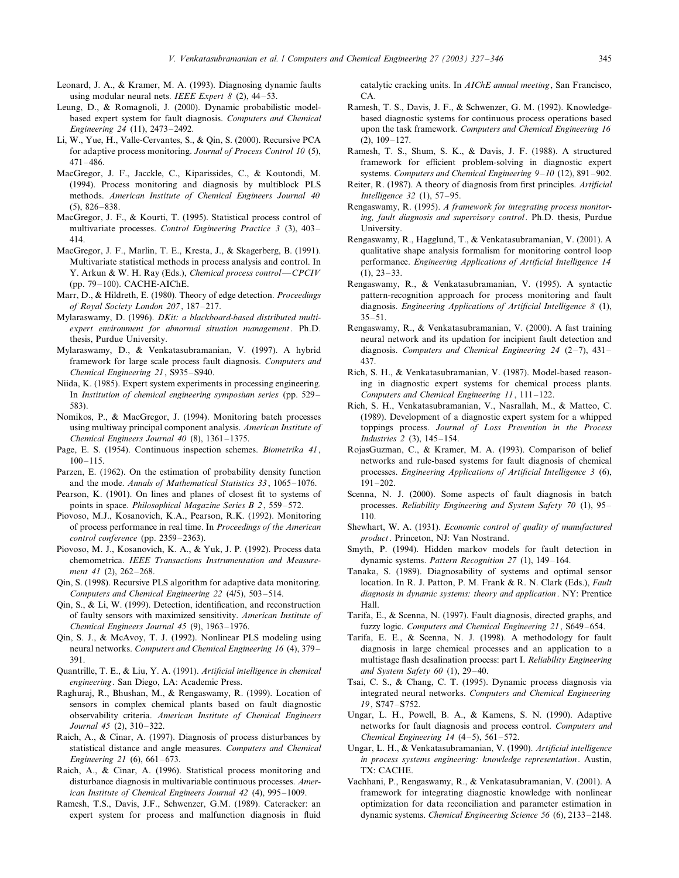Leonard, J. A., & Kramer, M. A. (1993). Diagnosing dynamic faults using modular neural nets. *IEEE Expert 8* (2), 44–53.

Leung, D., & Romagnoli, J. (2000). Dynamic probabilistic model-based expert system for fault diagnosis. *Computers and Chemical Engineering 24* (11), 2473–2492.

Li, W., Yue, H., Valle-Cervantes, S., & Qin, S. (2000). Recursive PCA for adaptive process monitoring. *Journal of Process Control 10* (5), 471–486.

MacGregor, J. F., Jacckle, C., Kiparissides, C., & Koutondi, M. (1994). Process monitoring and diagnosis by multiblock PLS methods. *American Institute of Chemical Engineers Journal 40* (5), 826–838.

MacGregor, J. F., & Kourti, T. (1995). Statistical process control of multivariate processes. *Control Engineering Practice 3* (3), 403–414.

MacGregor, J. F., Marlin, T. E., Kresta, J., & Skagerberg, B. (1991). Multivariate statistical methods in process analysis and control. In Y. Arkun & W. H. Ray (Eds.), *Chemical process control—CPCIV* (pp. 79–100). CACHE-AIChE.

Marr, D., & Hildreth, E. (1980). Theory of edge detection. *Proceedings of Royal Society London 207*, 187–217.

Mylaraswamy, D. (1996). *DKit: a blackboard-based distributed multi-expert environment for abnormal situation management*. Ph.D. thesis, Purdue University.

Mylaraswamy, D., & Venkatasubramanian, V. (1997). A hybrid framework for large scale process fault diagnosis. *Computers and Chemical Engineering 21*, S935–S940.

Niida, K. (1985). Expert system experiments in processing engineering. In *Institution of chemical engineering symposium series* (pp. 529–583).

Nomikos, P., & MacGregor, J. (1994). Monitoring batch processes using multiway principal component analysis. *American Institute of Chemical Engineers Journal 40* (8), 1361–1375.

Page, E. S. (1954). Continuous inspection schemes. *Biometrika 41*, 100–115.

Parzen, E. (1962). On the estimation of probability density function and the mode. *Annals of Mathematical Statistics 33*, 1065–1076.

Pearson, K. (1901). On lines and planes of closest fit to systems of points in space. *Philosophical Magazine Series B 2*, 559–572.

Piovoso, M.J., Kosanovich, K.A., Pearson, R.K. (1992). Monitoring of process performance in real time. In *Proceedings of the American control conference* (pp. 2359–2363).

Piovoso, M. J., Kosanovich, K. A., & Yuk, J. P. (1992). Process data chemometrica. *IEEE Transactions Instrumentation and Measurement 41* (2), 262–268.

Qin, S. (1998). Recursive PLS algorithm for adaptive data monitoring. *Computers and Chemical Engineering 22* (4/5), 503–514.

Qin, S., & Li, W. (1999). Detection, identification, and reconstruction of faulty sensors with maximized sensitivity. *American Institute of Chemical Engineers Journal 45* (9), 1963–1976.

Qin, S. J., & McAvoy, T. J. (1992). Nonlinear PLS modeling using neural networks. *Computers and Chemical Engineering 16* (4), 379–391.

Quantrille, T. E., & Liu, Y. A. (1991). *Artificial intelligence in chemical engineering*. San Diego, LA: Academic Press.

Raghuraj, R., Bhushan, M., & Rengaswamy, R. (1999). Location of sensors in complex chemical plants based on fault diagnostic observability criteria. *American Institute of Chemical Engineers Journal 45* (2), 310–322.

Raich, A., & Cinar, A. (1997). Diagnosis of process disturbances by statistical distance and angle measures. *Computers and Chemical Engineering 21* (6), 661–673.

Raich, A., & Cinar, A. (1996). Statistical process monitoring and disturbance diagnosis in multivariable continuous processes. *American Institute of Chemical Engineers Journal 42* (4), 995–1009.

Ramesh, T.S., Davis, J.F., Schwenzer, G.M. (1989). Catcracker: an expert system for process and malfunction diagnosis in fluid catalytic cracking units. In *AIChE annual meeting*, San Francisco, CA.

Ramesh, T. S., Davis, J. F., & Schwenzer, G. M. (1992). Knowledge-based diagnostic systems for continuous process operations based upon the task framework. *Computers and Chemical Engineering 16* (2), 109–127.

Ramesh, T. S., Shum, S. K., & Davis, J. F. (1988). A structured framework for efficient problem-solving in diagnostic expert systems. *Computers and Chemical Engineering 9–10* (12), 891–902.

Reiter, R. (1987). A theory of diagnosis from first principles. *Artificial Intelligence 32* (1), 57–95.

Rengaswamy, R. (1995). *A framework for integrating process monitoring, fault diagnosis and supervisory control*. Ph.D. thesis, Purdue University.

Rengaswamy, R., Hagglund, T., & Venkatasubramanian, V. (2001). A qualitative shape analysis formalism for monitoring control loop performance. *Engineering Applications of Artificial Intelligence 14* (1), 23–33.

Rengaswamy, R., & Venkatasubramanian, V. (1995). A syntactic pattern-recognition approach for process monitoring and fault diagnosis. *Engineering Applications of Artificial Intelligence 8* (1), 35–51.

Rengaswamy, R., & Venkatasubramanian, V. (2000). A fast training neural network and its updation for incipient fault detection and diagnosis. *Computers and Chemical Engineering 24* (2–7), 431–437.

Rich, S. H., & Venkatasubramanian, V. (1987). Model-based reasoning in diagnostic expert systems for chemical process plants. *Computers and Chemical Engineering 11*, 111–122.

Rich, S. H., Venkatasubramanian, V., Nasrallah, M., & Matteo, C. (1989). Development of a diagnostic expert system for a whipped toppings process. *Journal of Loss Prevention in the Process Industries 2* (3), 145–154.

RojasGuzman, C., & Kramer, M. A. (1993). Comparison of belief networks and rule-based systems for fault diagnosis of chemical processes. *Engineering Applications of Artificial Intelligence 3* (6), 191–202.

Scenna, N. J. (2000). Some aspects of fault diagnosis in batch processes. *Reliability Engineering and System Safety 70* (1), 95–110.

Shewhart, W. A. (1931). *Economic control of quality of manufactured product*. Princeton, NJ: Van Nostrand.

Smyth, P. (1994). Hidden markov models for fault detection in dynamic systems. *Pattern Recognition 27* (1), 149–164.

Tanaka, S. (1989). Diagnosability of systems and optimal sensor location. In R. J. Patton, P. M. Frank & R. N. Clark (Eds.), *Fault diagnosis in dynamic systems: theory and application*. NY: Prentice Hall.

Tarifa, E., & Scenna, N. (1997). Fault diagnosis, directed graphs, and fuzzy logic. *Computers and Chemical Engineering 21*, S649–654.

Tarifa, E. E., & Scenna, N. J. (1998). A methodology for fault diagnosis in large chemical processes and an application to a multistage flash desalination process: part I. *Reliability Engineering and System Safety 60* (1), 29–40.

Tsai, C. S., & Chang, C. T. (1995). Dynamic process diagnosis via integrated neural networks. *Computers and Chemical Engineering 19*, S747–S752.

Ungar, L. H., Powell, B. A., & Kamens, S. N. (1990). Adaptive networks for fault diagnosis and process control. *Computers and Chemical Engineering 14* (4–5), 561–572.

Ungar, L. H., & Venkatasubramanian, V. (1990). *Artificial intelligence in process systems engineering: knowledge representation*. Austin, TX: CACHE.

Vachhani, P., Rengaswamy, R., & Venkatasubramanian, V. (2001). A framework for integrating diagnostic knowledge with nonlinear optimization for data reconciliation and parameter estimation in dynamic systems. *Chemical Engineering Science 56* (6), 2133–2148.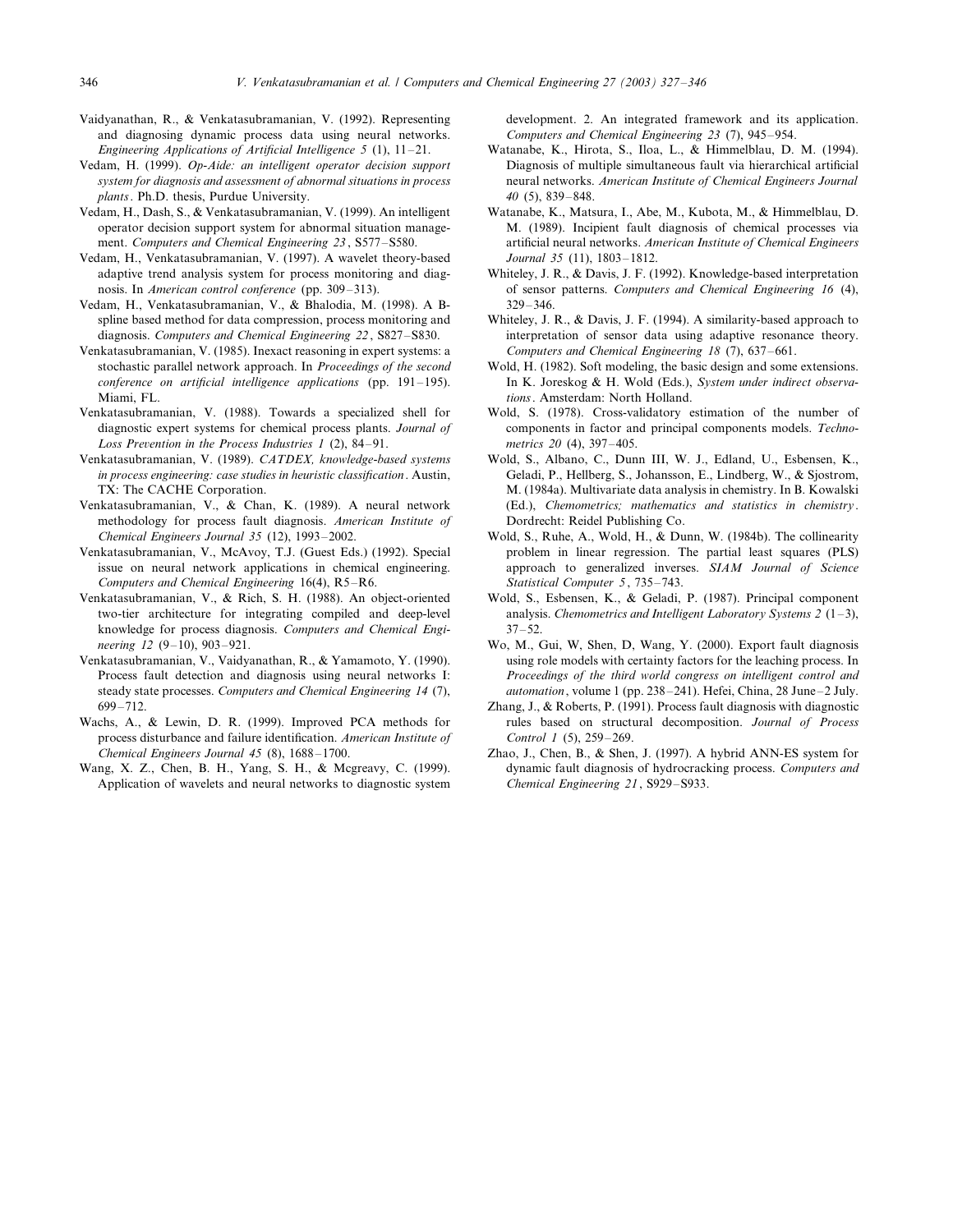Vaidyanathan, R., & Venkatasubramanian, V. (1992). Representing and diagnosing dynamic process data using neural networks. *Engineering Applications of Artificial Intelligence 5* (1), 11–21.

Vedam, H. (1999). *Op-Aide: an intelligent operator decision support system for diagnosis and assessment of abnormal situations in process plants*. Ph.D. thesis, Purdue University.

Vedam, H., Dash, S., & Venkatasubramanian, V. (1999). An intelligent operator decision support system for abnormal situation management. *Computers and Chemical Engineering 23*, S577–S580.

Vedam, H., Venkatasubramanian, V. (1997). A wavelet theory-based adaptive trend analysis system for process monitoring and diagnosis. In *American control conference* (pp. 309–313).

Vedam, H., Venkatasubramanian, V., & Bhalodia, M. (1998). A B-spline based method for data compression, process monitoring and diagnosis. *Computers and Chemical Engineering 22*, S827–S830.

Venkatasubramanian, V. (1985). Inexact reasoning in expert systems: a stochastic parallel network approach. In *Proceedings of the second conference on artificial intelligence applications* (pp. 191–195). Miami, FL.

Venkatasubramanian, V. (1988). Towards a specialized shell for diagnostic expert systems for chemical process plants. *Journal of Loss Prevention in the Process Industries 1* (2), 84–91.

Venkatasubramanian, V. (1989). *CATDEX, knowledge-based systems in process engineering: case studies in heuristic classification*. Austin, TX: The CACHE Corporation.

Venkatasubramanian, V., & Chan, K. (1989). A neural network methodology for process fault diagnosis. *American Institute of Chemical Engineers Journal 35* (12), 1993–2002.

Venkatasubramanian, V., McAvoy, T.J. (Guest Eds.) (1992). Special issue on neural network applications in chemical engineering. *Computers and Chemical Engineering* 16(4), R5–R6.

Venkatasubramanian, V., & Rich, S. H. (1988). An object-oriented two-tier architecture for integrating compiled and deep-level knowledge for process diagnosis. *Computers and Chemical Engineering 12* (9–10), 903–921.

Venkatasubramanian, V., Vaidyanathan, R., & Yamamoto, Y. (1990). Process fault detection and diagnosis using neural networks I: steady state processes. *Computers and Chemical Engineering 14* (7), 699–712.

Wachs, A., & Lewin, D. R. (1999). Improved PCA methods for process disturbance and failure identification. *American Institute of Chemical Engineers Journal 45* (8), 1688–1700.

Wang, X. Z., Chen, B. H., Yang, S. H., & Mcgreavy, C. (1999). Application of wavelets and neural networks to diagnostic system development. 2. An integrated framework and its application. *Computers and Chemical Engineering 23* (7), 945–954.

Watanabe, K., Hirota, S., Iloa, L., & Himmelblau, D. M. (1994). Diagnosis of multiple simultaneous fault via hierarchical artificial neural networks. *American Institute of Chemical Engineers Journal 40* (5), 839–848.

Watanabe, K., Matsura, I., Abe, M., Kubota, M., & Himmelblau, D. M. (1989). Incipient fault diagnosis of chemical processes via artificial neural networks. *American Institute of Chemical Engineers Journal 35* (11), 1803–1812.

Whiteley, J. R., & Davis, J. F. (1992). Knowledge-based interpretation of sensor patterns. *Computers and Chemical Engineering 16* (4), 329–346.

Whiteley, J. R., & Davis, J. F. (1994). A similarity-based approach to interpretation of sensor data using adaptive resonance theory. *Computers and Chemical Engineering 18* (7), 637–661.

Wold, H. (1982). Soft modeling, the basic design and some extensions. In K. Joreskog & H. Wold (Eds.), *System under indirect observations*. Amsterdam: North Holland.

Wold, S. (1978). Cross-validatory estimation of the number of components in factor and principal components models. *Technometrics 20* (4), 397–405.

Wold, S., Albano, C., Dunn III, W. J., Edland, U., Esbensen, K., Geladi, P., Hellberg, S., Johansson, E., Lindberg, W., & Sjostrom, M. (1984a). Multivariate data analysis in chemistry. In B. Kowalski (Ed.), *Chemometrics; mathematics and statistics in chemistry*. Dordrecht: Reidel Publishing Co.

Wold, S., Ruhe, A., Wold, H., & Dunn, W. (1984b). The collinearity problem in linear regression. The partial least squares (PLS) approach to generalized inverses. *SIAM Journal of Science Statistical Computer 5*, 735–743.

Wold, S., Esbensen, K., & Geladi, P. (1987). Principal component analysis. *Chemometrics and Intelligent Laboratory Systems 2* (1–3), 37–52.

Wo, M., Gui, W, Shen, D, Wang, Y. (2000). Export fault diagnosis using role models with certainty factors for the leaching process. In *Proceedings of the third world congress on intelligent control and automation*, volume 1 (pp. 238–241). Hefei, China, 28 June–2 July.

Zhang, J., & Roberts, P. (1991). Process fault diagnosis with diagnostic rules based on structural decomposition. *Journal of Process Control 1* (5), 259–269.

Zhao, J., Chen, B., & Shen, J. (1997). A hybrid ANN-ES system for dynamic fault diagnosis of hydrocracking process. *Computers and Chemical Engineering 21*, S929–S933.